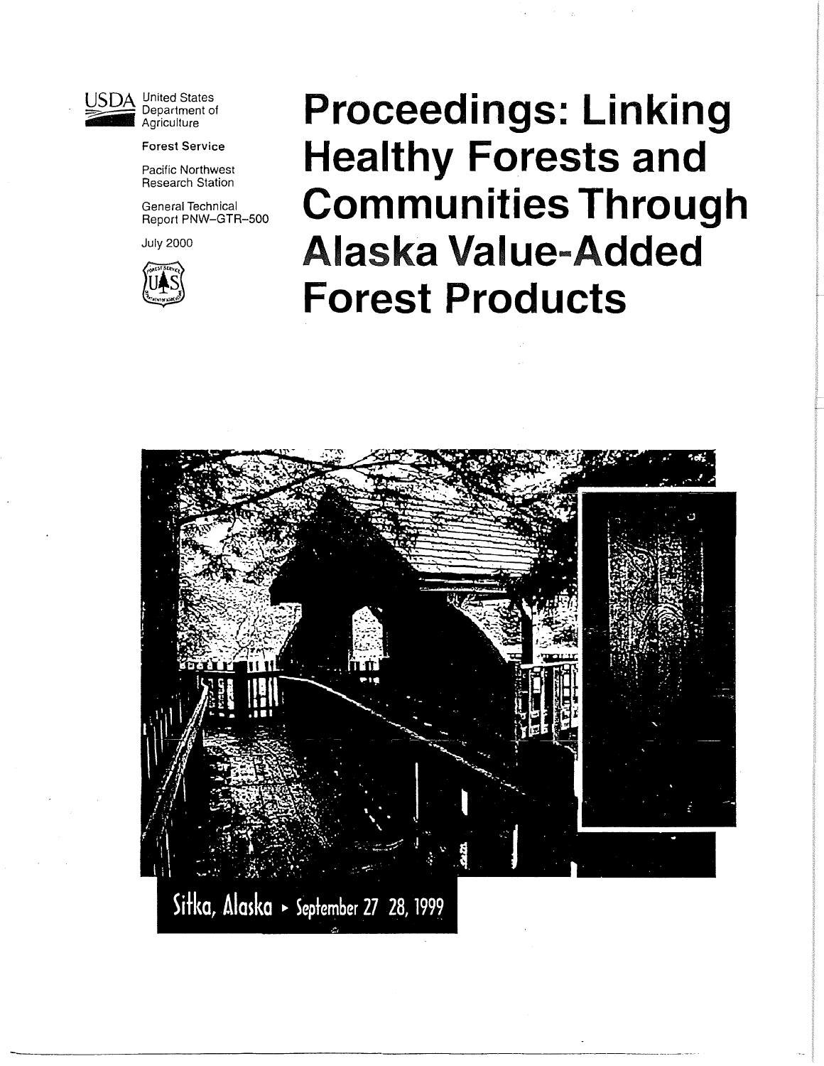United States Department of Agriculture

Forest Service

Pacific Northwest Research Station

General Technical Report PNW-GTR-500

July 2000

# Proceedings: Linking Healthy Forests and Communities Through Alaska Value-Added Forest Products

Sitka, Alaska ▸ September 27 28, 1999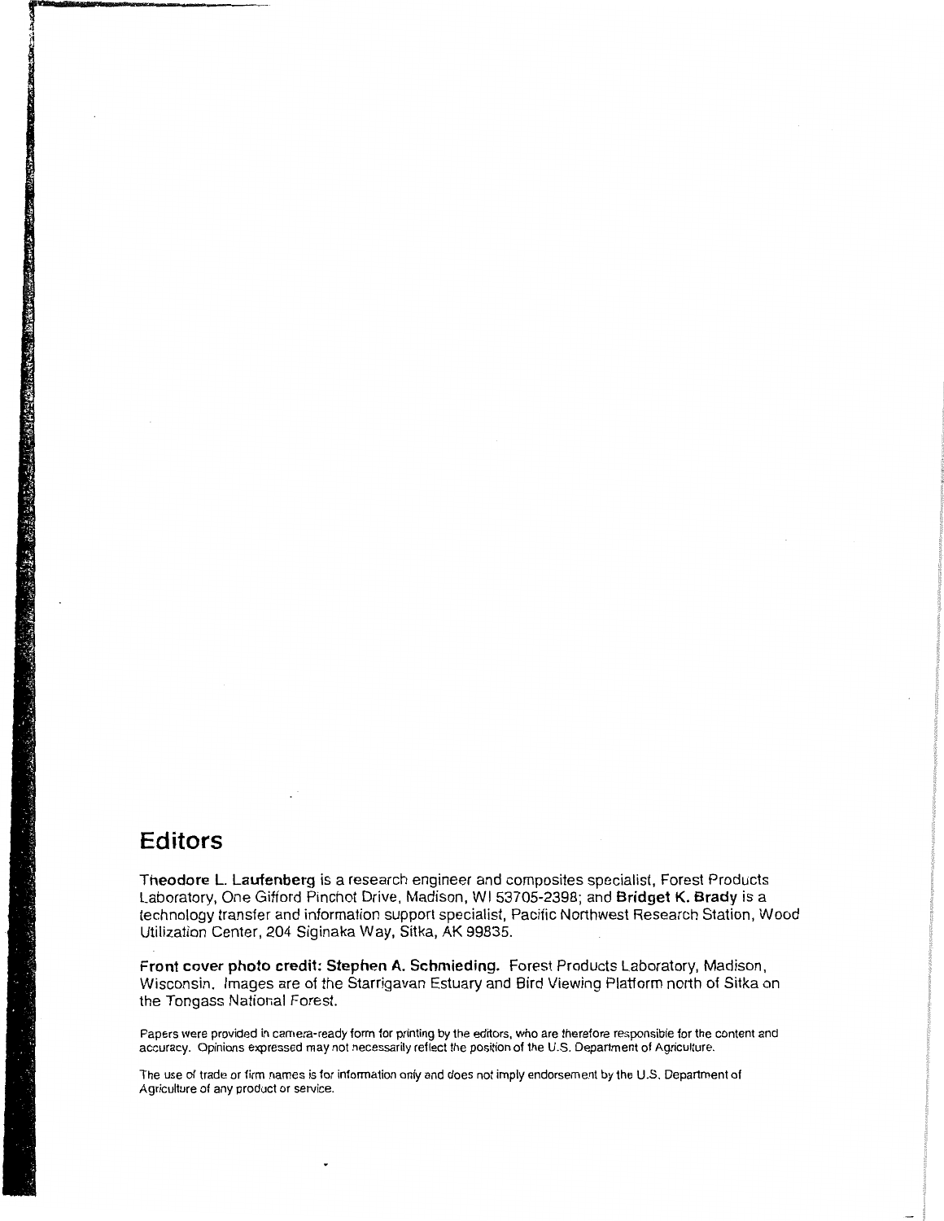## Editors

**Theodore L. Laufenberg** is a research engineer and composites specialist, Forest Products Laboratory, One Gifford Pinchot Drive, Madison, WI 53705-2398; and **Bridget K. Brady** is a technology transfer and information support specialist, Pacific Northwest Research Station, Wood Utilization Center, 204 Siginaka Way, Sitka, AK 99835.

**Front cover photo credit: Stephen A. Schmieding.** Forest Products Laboratory, Madison, Wisconsin. Images are of the Starrigavan Estuary and Bird Viewing Platform north of Sitka on the Tongass National Forest.

Papers were provided in camera-ready form for printing by the editors, who are therefore responsible for the content and accuracy. Opinions expressed may not necessarily reflect the position of the U.S. Department of Agriculture.

The use of trade or firm names is for information only and does not imply endorsement by the U.S. Department of Agriculture of any product or service.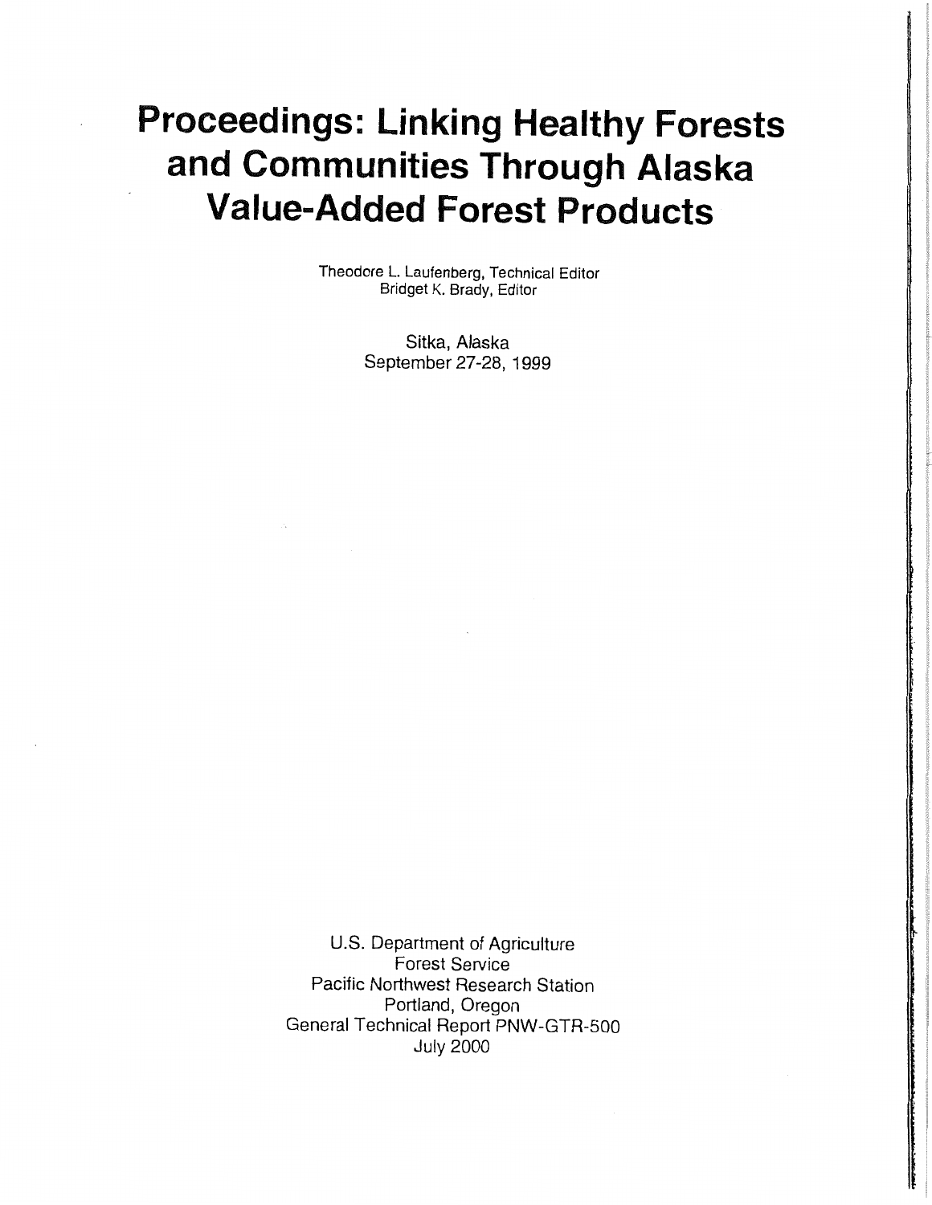# Proceedings: Linking Healthy Forests and Communities Through Alaska Value-Added Forest Products

Theodore L. Laufenberg, Technical Editor
Bridget K. Brady, Editor

Sitka, Alaska
September 27-28, 1999

U.S. Department of Agriculture
Forest Service
Pacific Northwest Research Station
Portland, Oregon
General Technical Report PNW-GTR-500
July 2000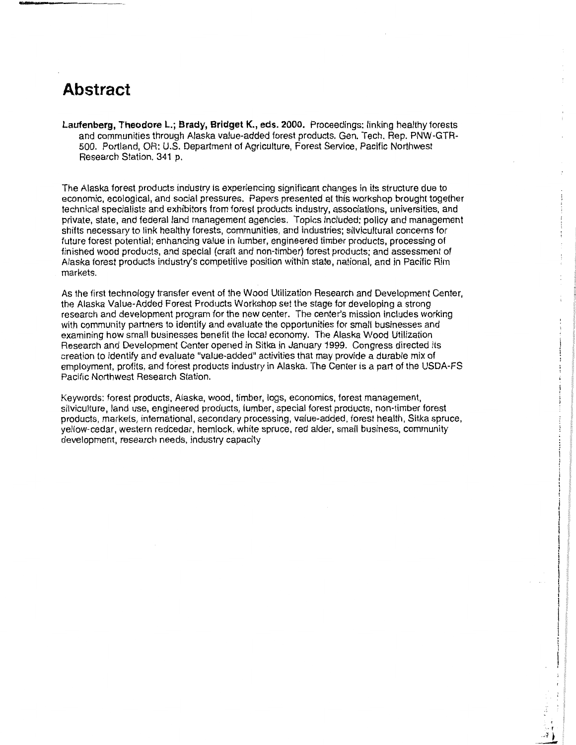# Abstract

**Laufenberg, Theodore L.; Brady, Bridget K., eds. 2000.** Proceedings: linking healthy forests and communities through Alaska value-added forest products. Gen. Tech. Rep. PNW-GTR-500. Portland, OR: U.S. Department of Agriculture, Forest Service, Pacific Northwest Research Station. 341 p.

The Alaska forest products industry is experiencing significant changes in its structure due to economic, ecological, and social pressures. Papers presented at this workshop brought together technical specialists and exhibitors from forest products industry, associations, universities, and private, state, and federal land management agencies. Topics included: policy and management shifts necessary to link healthy forests, communities, and industries; silvicultural concerns for future forest potential; enhancing value in lumber, engineered timber products, processing of finished wood products, and special (craft and non-timber) forest products; and assessment of Alaska forest products industry's competitive position within state, national, and in Pacific Rim markets.

As the first technology transfer event of the Wood Utilization Research and Development Center, the Alaska Value-Added Forest Products Workshop set the stage for developing a strong research and development program for the new center. The center's mission includes working with community partners to identify and evaluate the opportunities for small businesses and examining how small businesses benefit the local economy. The Alaska Wood Utilization Research and Development Center opened in Sitka in January 1999. Congress directed its creation to identify and evaluate "value-added" activities that may provide a durable mix of employment, profits, and forest products industry in Alaska. The Center is a part of the USDA-FS Pacific Northwest Research Station.

Keywords: forest products, Alaska, wood, timber, logs, economics, forest management, silviculture, land use, engineered products, lumber, special forest products, non-timber forest products, markets, international, secondary processing, value-added, forest health, Sitka spruce, yellow-cedar, western redcedar, hemlock, white spruce, red alder, small business, community development, research needs, industry capacity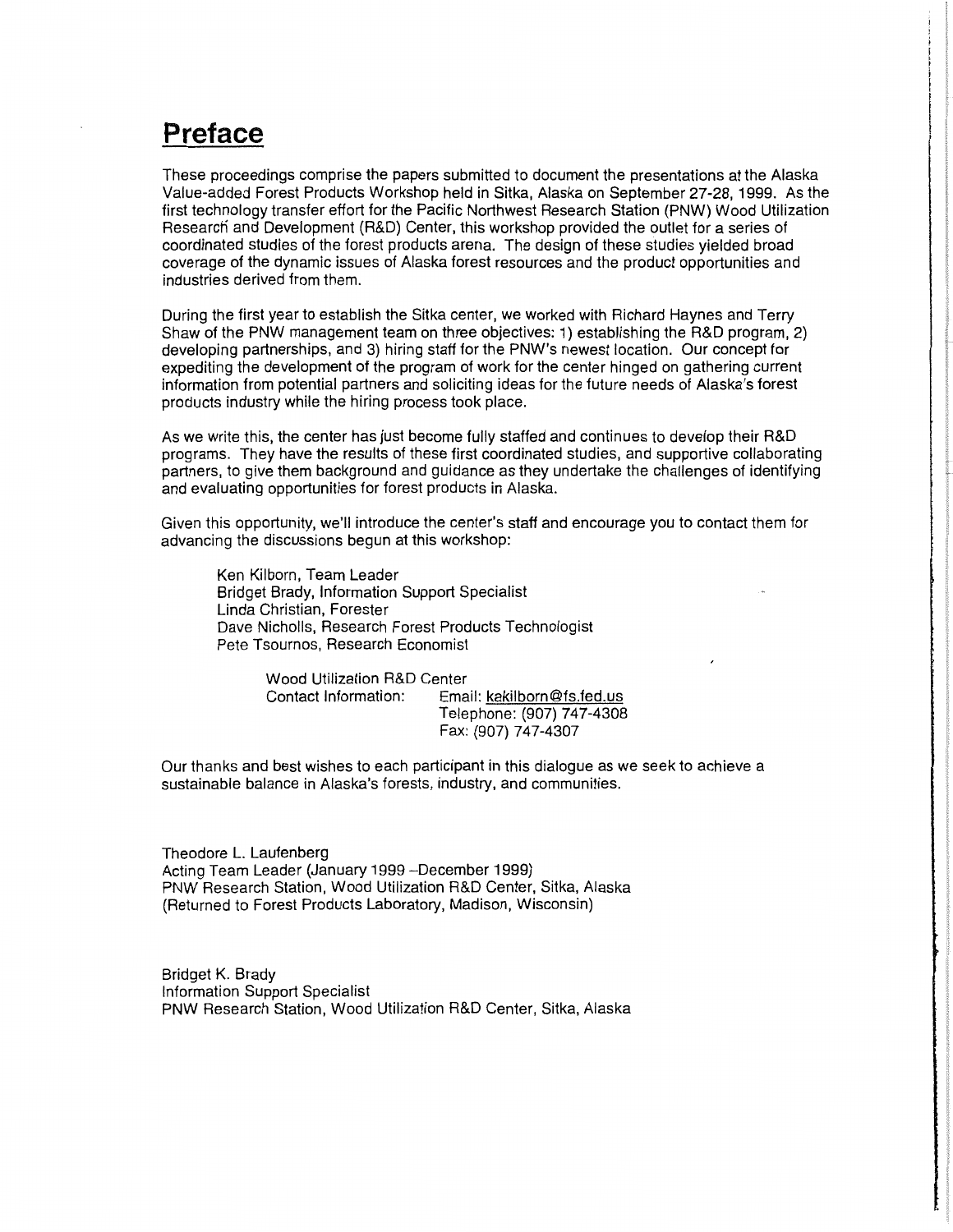# Preface

These proceedings comprise the papers submitted to document the presentations at the Alaska Value-added Forest Products Workshop held in Sitka, Alaska on September 27-28, 1999. As the first technology transfer effort for the Pacific Northwest Research Station (PNW) Wood Utilization Research and Development (R&D) Center, this workshop provided the outlet for a series of coordinated studies of the forest products arena. The design of these studies yielded broad coverage of the dynamic issues of Alaska forest resources and the product opportunities and industries derived from them.

During the first year to establish the Sitka center, we worked with Richard Haynes and Terry Shaw of the PNW management team on three objectives: 1) establishing the R&D program, 2) developing partnerships, and 3) hiring staff for the PNW's newest location. Our concept for expediting the development of the program of work for the center hinged on gathering current information from potential partners and soliciting ideas for the future needs of Alaska's forest products industry while the hiring process took place.

As we write this, the center has just become fully staffed and continues to develop their R&D programs. They have the results of these first coordinated studies, and supportive collaborating partners, to give them background and guidance as they undertake the challenges of identifying and evaluating opportunities for forest products in Alaska.

Given this opportunity, we'll introduce the center's staff and encourage you to contact them for advancing the discussions begun at this workshop:

Ken Kilborn, Team Leader
Bridget Brady, Information Support Specialist
Linda Christian, Forester
Dave Nicholls, Research Forest Products Technologist
Pete Tsournos, Research Economist

Wood Utilization R&D Center
Contact Information: Email: kakilborn@fs.fed.us
Telephone: (907) 747-4308
Fax: (907) 747-4307

Our thanks and best wishes to each participant in this dialogue as we seek to achieve a sustainable balance in Alaska's forests, industry, and communities.

Theodore L. Laufenberg
Acting Team Leader (January 1999 –December 1999)
PNW Research Station, Wood Utilization R&D Center, Sitka, Alaska
(Returned to Forest Products Laboratory, Madison, Wisconsin)

Bridget K. Brady
Information Support Specialist
PNW Research Station, Wood Utilization R&D Center, Sitka, Alaska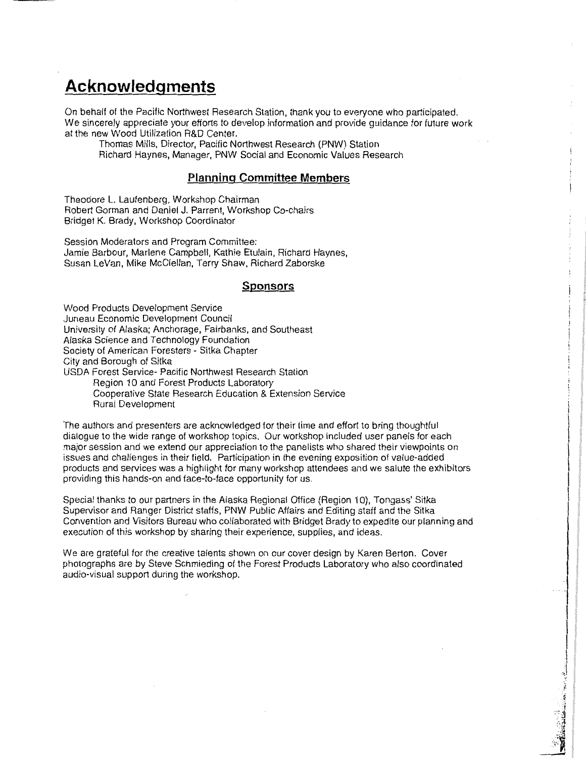# Acknowledgments

On behalf of the Pacific Northwest Research Station, thank you to everyone who participated. We sincerely appreciate your efforts to develop information and provide guidance for future work at the new Wood Utilization R&D Center.

Thomas Mills, Director, Pacific Northwest Research (PNW) Station
Richard Haynes, Manager, PNW Social and Economic Values Research

## Planning Committee Members

Theodore L. Laufenberg, Workshop Chairman
Robert Gorman and Daniel J. Parrent, Workshop Co-chairs
Bridget K. Brady, Workshop Coordinator

Session Moderators and Program Committee:
Jamie Barbour, Marlene Campbell, Kathie Etulain, Richard Haynes, Susan LeVan, Mike McClellan, Terry Shaw, Richard Zaborske

## Sponsors

Wood Products Development Service
Juneau Economic Development Council
University of Alaska; Anchorage, Fairbanks, and Southeast
Alaska Science and Technology Foundation
Society of American Foresters - Sitka Chapter
City and Borough of Sitka
USDA Forest Service- Pacific Northwest Research Station
Region 10 and Forest Products Laboratory
Cooperative State Research Education & Extension Service
Rural Development

The authors and presenters are acknowledged for their time and effort to bring thoughtful dialogue to the wide range of workshop topics. Our workshop included user panels for each major session and we extend our appreciation to the panelists who shared their viewpoints on issues and challenges in their field. Participation in the evening exposition of value-added products and services was a highlight for many workshop attendees and we salute the exhibitors providing this hands-on and face-to-face opportunity for us.

Special thanks to our partners in the Alaska Regional Office (Region 10), Tongass' Sitka Supervisor and Ranger District staffs, PNW Public Affairs and Editing staff and the Sitka Convention and Visitors Bureau who collaborated with Bridget Brady to expedite our planning and execution of this workshop by sharing their experience, supplies, and ideas.

We are grateful for the creative talents shown on our cover design by Karen Berton. Cover photographs are by Steve Schmieding of the Forest Products Laboratory who also coordinated audio-visual support during the workshop.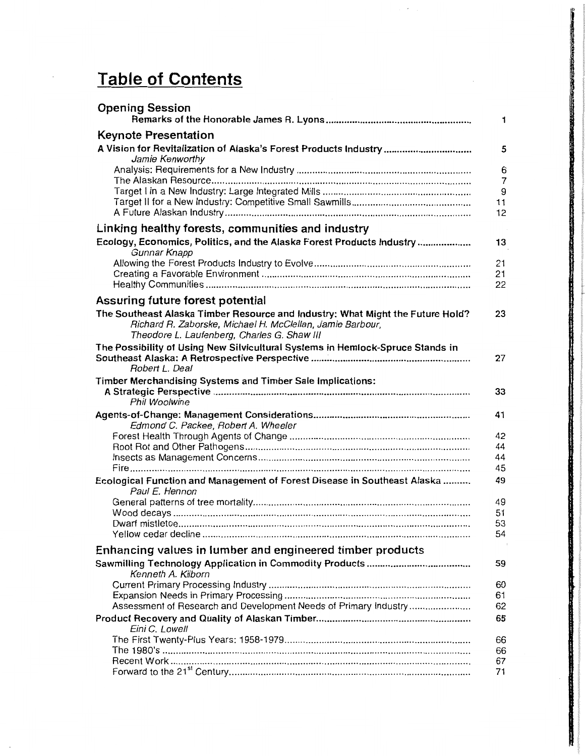# Table of Contents

## Opening Session

| | |
|---|---|
| **Remarks of the Honorable James R. Lyons** | 1 |

## Keynote Presentation

| | |
|---|---|
| **A Vision for Revitalization of Alaska's Forest Products Industry** <br> *Jamie Kenworthy* | 5 |
| Analysis: Requirements for a New Industry | 6 |
| The Alaskan Resource | 7 |
| Target I in a New Industry: Large Integrated Mills | 9 |
| Target II for a New Industry: Competitive Small Sawmills | 11 |
| A Future Alaskan Industry | 12 |

## Linking healthy forests, communities and industry

| | |
|---|---|
| **Ecology, Economics, Politics, and the Alaska Forest Products Industry** <br> *Gunnar Knapp* | 13 |
| Allowing the Forest Products Industry to Evolve | 21 |
| Creating a Favorable Environment | 21 |
| Healthy Communities | 22 |

## Assuring future forest potential

| | |
|---|---|
| **The Southeast Alaska Timber Resource and Industry: What Might the Future Hold?** <br> *Richard R. Zaborske, Michael H. McClellan, Jamie Barbour, Theodore L. Laufenberg, Charles G. Shaw III* | 23 |
| **The Possibility of Using New Silvicultural Systems in Hemlock-Spruce Stands in Southeast Alaska: A Retrospective Perspective** <br> *Robert L. Deal* | 27 |
| **Timber Merchandising Systems and Timber Sale Implications: A Strategic Perspective** <br> *Phil Woolwine* | 33 |
| **Agents-of-Change: Management Considerations** <br> *Edmond C. Packee, Robert A. Wheeler* | 41 |
| Forest Health Through Agents of Change | 42 |
| Root Rot and Other Pathogens | 44 |
| Insects as Management Concerns | 44 |
| Fire | 45 |
| **Ecological Function and Management of Forest Disease in Southeast Alaska** <br> *Paul E. Hennon* | 49 |
| General patterns of tree mortality | 49 |
| Wood decays | 51 |
| Dwarf mistletoe | 53 |
| Yellow cedar decline | 54 |

## Enhancing values in lumber and engineered timber products

| | |
|---|---|
| **Sawmilling Technology Application in Commodity Products** <br> *Kenneth A. Kilborn* | 59 |
| Current Primary Processing Industry | 60 |
| Expansion Needs in Primary Processing | 61 |
| Assessment of Research and Development Needs of Primary Industry | 62 |
| **Product Recovery and Quality of Alaskan Timber** <br> *Eini C. Lowell* | 65 |
| The First Twenty-Plus Years: 1958-1979 | 66 |
| The 1980's | 66 |
| Recent Work | 67 |
| Forward to the 21st Century | 71 |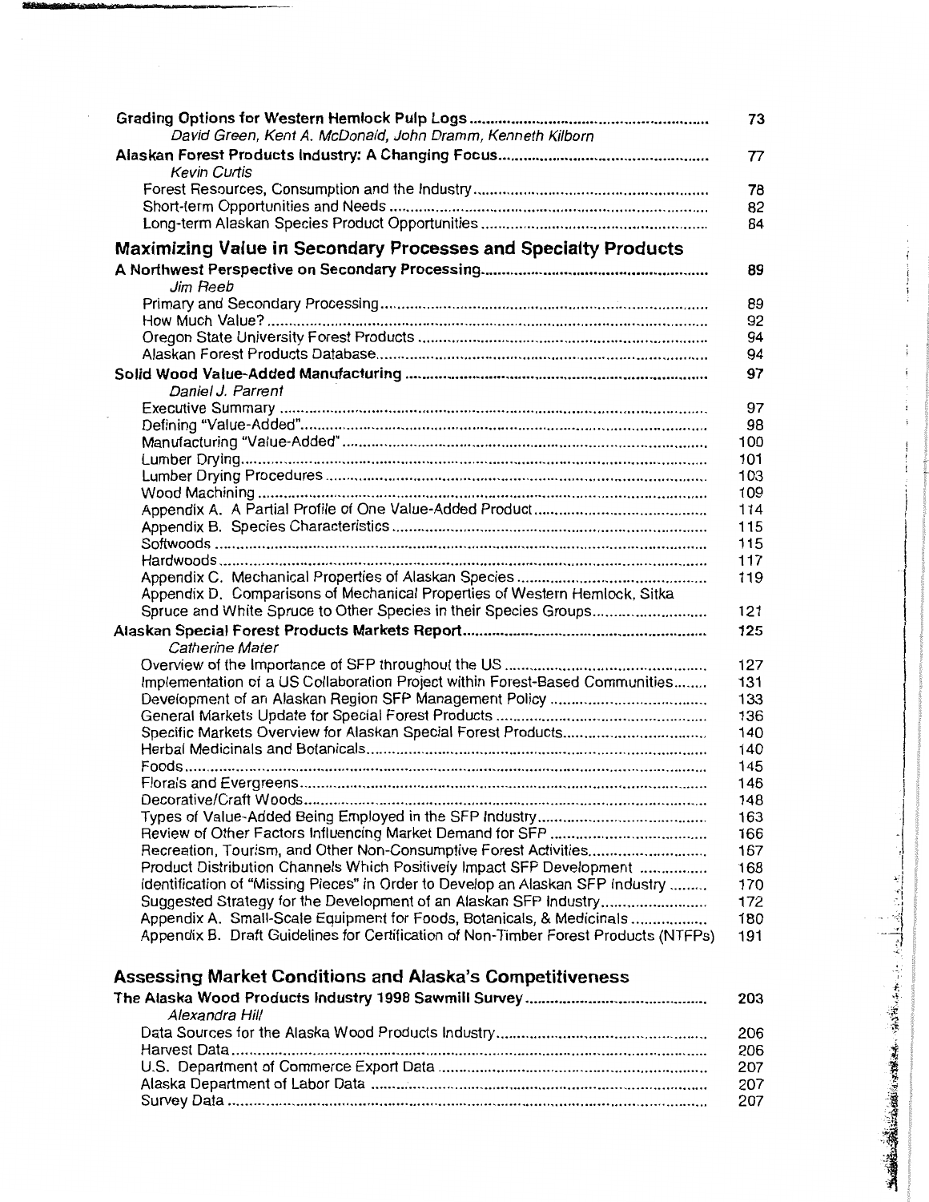**Grading Options for Western Hemlock Pulp Logs** ........................................................ 73
*David Green, Kent A. McDonald, John Dramm, Kenneth Kilborn*

**Alaskan Forest Products Industry: A Changing Focus** ................................................ 77
*Kevin Curtis*

Forest Resources, Consumption and the Industry ........................................................ 78
Short-term Opportunities and Needs ........................................................................ 82
Long-term Alaskan Species Product Opportunities ..................................................... 84

## Maximizing Value in Secondary Processes and Specialty Products

**A Northwest Perspective on Secondary Processing** .................................................... 89
*Jim Reeb*

Primary and Secondary Processing ........................................................................... 89
How Much Value? ..................................................................................................... 92
Oregon State University Forest Products .................................................................. 94
Alaskan Forest Products Database ............................................................................ 94

**Solid Wood Value-Added Manufacturing** .................................................................... 97
*Daniel J. Parrent*

Executive Summary ................................................................................................... 97
Defining "Value-Added" ............................................................................................. 98
Manufacturing "Value-Added" .................................................................................... 100
Lumber Drying .......................................................................................................... 101
Lumber Drying Procedures ........................................................................................ 103
Wood Machining ....................................................................................................... 109
Appendix A. A Partial Profile of One Value-Added Product ........................................ 114
Appendix B. Species Characteristics ......................................................................... 115
Softwoods ................................................................................................................. 115
Hardwoods ................................................................................................................ 117
Appendix C. Mechanical Properties of Alaskan Species ............................................ 119
Appendix D. Comparisons of Mechanical Properties of Western Hemlock, Sitka Spruce and White Spruce to Other Species in their Species Groups .......................... 121

**Alaskan Special Forest Products Markets Report** ....................................................... 125
*Catherine Mater*

Overview of the Importance of SFP throughout the US ............................................... 127
Implementation of a US Collaboration Project within Forest-Based Communities ........ 131
Development of an Alaskan Region SFP Management Policy ..................................... 133
General Markets Update for Special Forest Products ................................................. 136
Specific Markets Overview for Alaskan Special Forest Products ................................. 140
Herbal Medicinals and Botanicals ............................................................................... 140
Foods ........................................................................................................................ 145
Florals and Evergreens .............................................................................................. 146
Decorative/Craft Woods ............................................................................................. 148
Types of Value-Added Being Employed in the SFP Industry ........................................ 163
Review of Other Factors Influencing Market Demand for SFP ..................................... 166
Recreation, Tourism, and Other Non-Consumptive Forest Activities ........................... 167
Product Distribution Channels Which Positively Impact SFP Development ................ 168
Identification of "Missing Pieces" in Order to Develop an Alaskan SFP Industry ......... 170
Suggested Strategy for the Development of an Alaskan SFP Industry ........................ 172
Appendix A. Small-Scale Equipment for Foods, Botanicals, & Medicinals .................. 180
Appendix B. Draft Guidelines for Certification of Non-Timber Forest Products (NTFPs) 191

## Assessing Market Conditions and Alaska's Competitiveness

**The Alaska Wood Products Industry 1998 Sawmill Survey** ........................................... 203
*Alexandra Hill*

Data Sources for the Alaska Wood Products Industry ................................................. 206
Harvest Data .............................................................................................................. 206
U.S. Department of Commerce Export Data ............................................................... 207
Alaska Department of Labor Data .............................................................................. 207
Survey Data ............................................................................................................... 207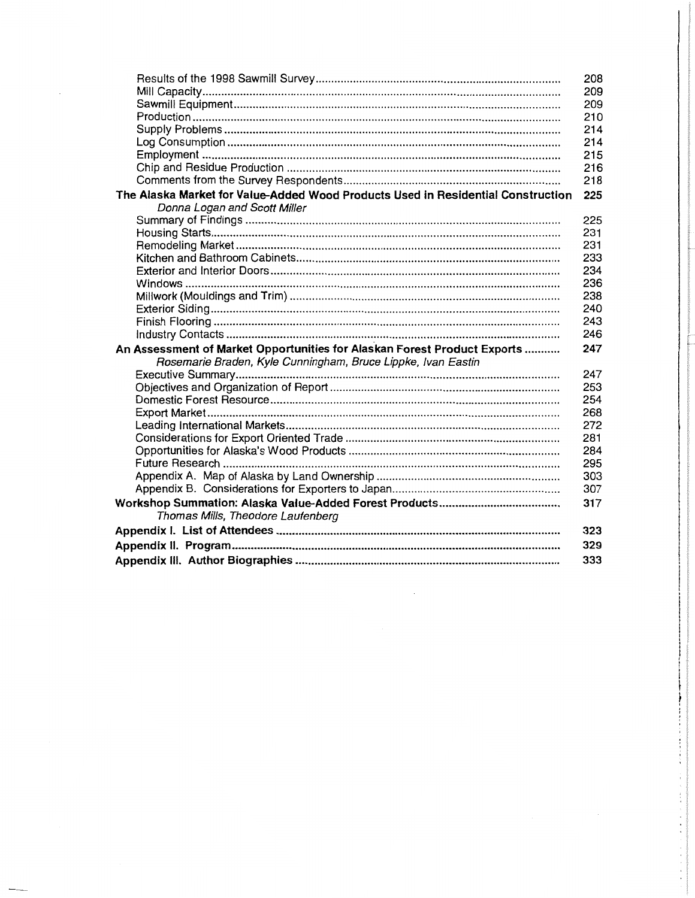| | |
|---|---|
| Results of the 1998 Sawmill Survey | 208 |
| Mill Capacity | 209 |
| Sawmill Equipment | 209 |
| Production | 210 |
| Supply Problems | 214 |
| Log Consumption | 214 |
| Employment | 215 |
| Chip and Residue Production | 216 |
| Comments from the Survey Respondents | 218 |
| **The Alaska Market for Value-Added Wood Products Used in Residential Construction** *Donna Logan and Scott Miller* | **225** |
| Summary of Findings | 225 |
| Housing Starts | 231 |
| Remodeling Market | 231 |
| Kitchen and Bathroom Cabinets | 233 |
| Exterior and Interior Doors | 234 |
| Windows | 236 |
| Millwork (Mouldings and Trim) | 238 |
| Exterior Siding | 240 |
| Finish Flooring | 243 |
| Industry Contacts | 246 |
| **An Assessment of Market Opportunities for Alaskan Forest Product Exports** *Rosemarie Braden, Kyle Cunningham, Bruce Lippke, Ivan Eastin* | **247** |
| Executive Summary | 247 |
| Objectives and Organization of Report | 253 |
| Domestic Forest Resource | 254 |
| Export Market | 268 |
| Leading International Markets | 272 |
| Considerations for Export Oriented Trade | 281 |
| Opportunities for Alaska's Wood Products | 284 |
| Future Research | 295 |
| Appendix A. Map of Alaska by Land Ownership | 303 |
| Appendix B. Considerations for Exporters to Japan | 307 |
| **Workshop Summation: Alaska Value-Added Forest Products** *Thomas Mills, Theodore Laufenberg* | **317** |
| **Appendix I. List of Attendees** | **323** |
| **Appendix II. Program** | **329** |
| **Appendix III. Author Biographies** | **333** |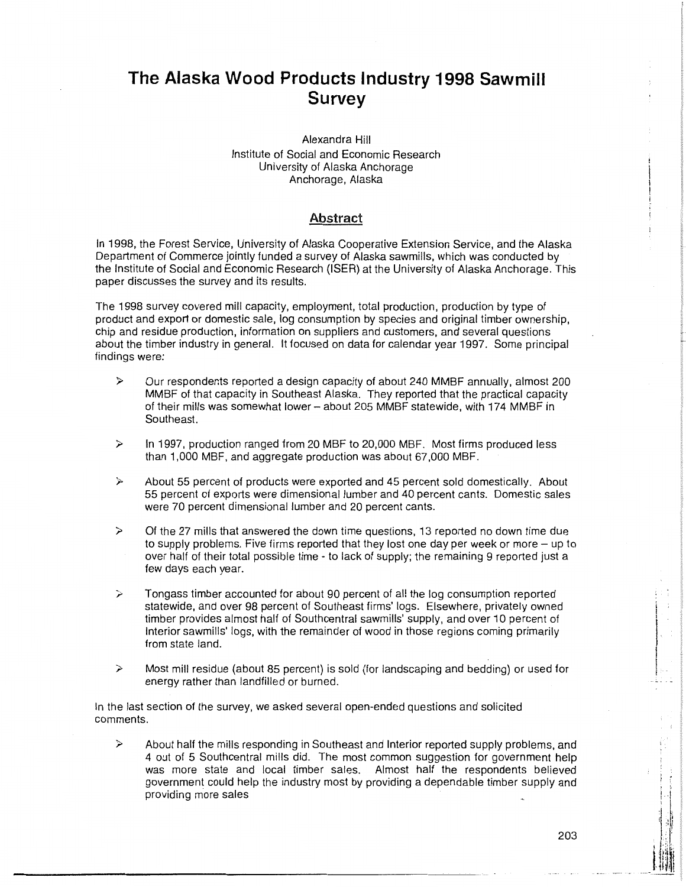# The Alaska Wood Products Industry 1998 Sawmill Survey

Alexandra Hill
Institute of Social and Economic Research
University of Alaska Anchorage
Anchorage, Alaska

## Abstract

In 1998, the Forest Service, University of Alaska Cooperative Extension Service, and the Alaska Department of Commerce jointly funded a survey of Alaska sawmills, which was conducted by the Institute of Social and Economic Research (ISER) at the University of Alaska Anchorage. This paper discusses the survey and its results.

The 1998 survey covered mill capacity, employment, total production, production by type of product and export or domestic sale, log consumption by species and original timber ownership, chip and residue production, information on suppliers and customers, and several questions about the timber industry in general. It focused on data for calendar year 1997. Some principal findings were:

- Our respondents reported a design capacity of about 240 MMBF annually, almost 200 MMBF of that capacity in Southeast Alaska. They reported that the practical capacity of their mills was somewhat lower – about 205 MMBF statewide, with 174 MMBF in Southeast.
- In 1997, production ranged from 20 MBF to 20,000 MBF. Most firms produced less than 1,000 MBF, and aggregate production was about 67,000 MBF.
- About 55 percent of products were exported and 45 percent sold domestically. About 55 percent of exports were dimensional lumber and 40 percent cants. Domestic sales were 70 percent dimensional lumber and 20 percent cants.
- Of the 27 mills that answered the down time questions, 13 reported no down time due to supply problems. Five firms reported that they lost one day per week or more – up to over half of their total possible time - to lack of supply; the remaining 9 reported just a few days each year.
- Tongass timber accounted for about 90 percent of all the log consumption reported statewide, and over 98 percent of Southeast firms' logs. Elsewhere, privately owned timber provides almost half of Southcentral sawmills' supply, and over 10 percent of Interior sawmills' logs, with the remainder of wood in those regions coming primarily from state land.
- Most mill residue (about 85 percent) is sold (for landscaping and bedding) or used for energy rather than landfilled or burned.

In the last section of the survey, we asked several open-ended questions and solicited comments.

- About half the mills responding in Southeast and Interior reported supply problems, and 4 out of 5 Southcentral mills did. The most common suggestion for government help was more state and local timber sales. Almost half the respondents believed government could help the industry most by providing a dependable timber supply and providing more sales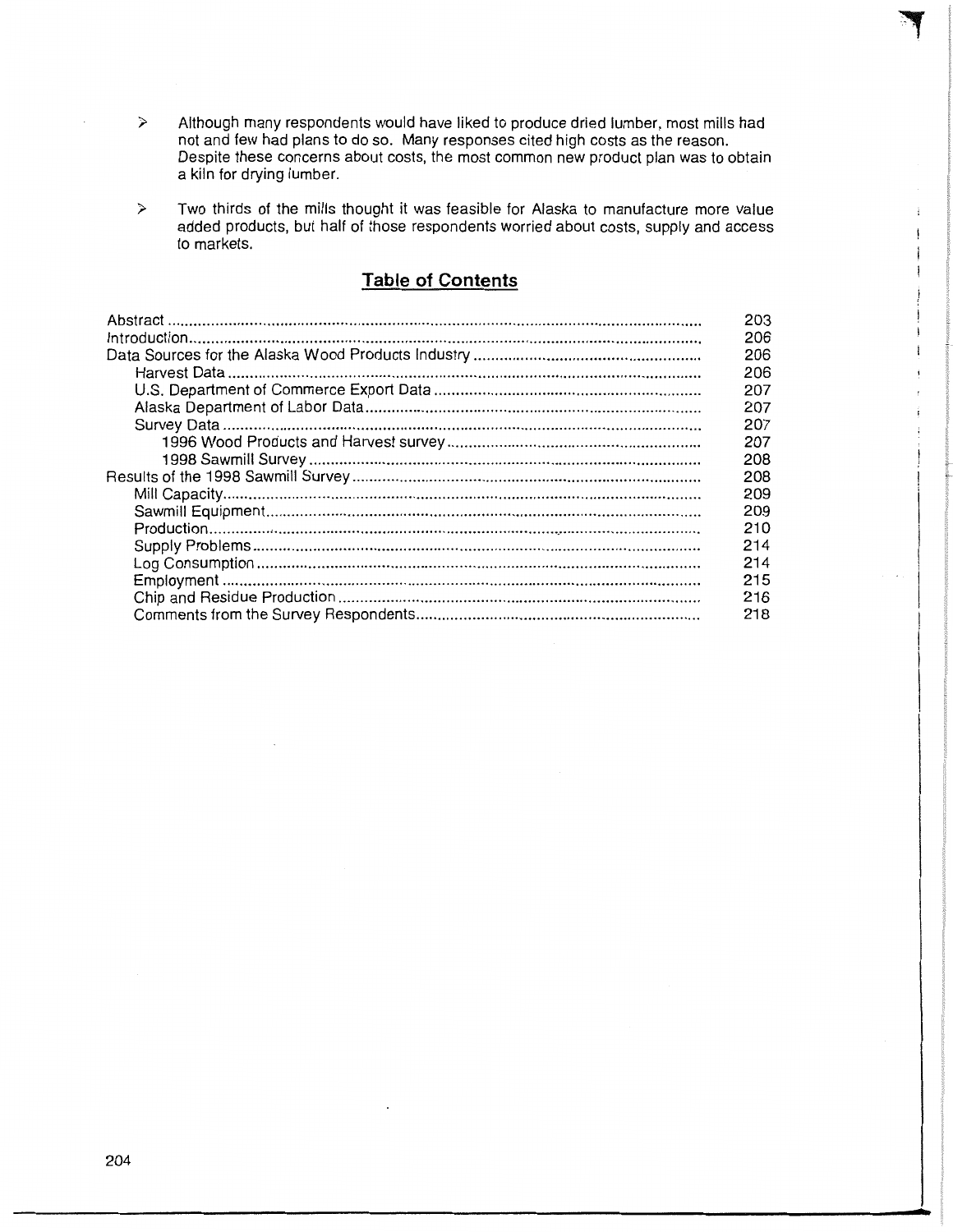> Although many respondents would have liked to produce dried lumber, most mills had not and few had plans to do so. Many responses cited high costs as the reason. Despite these concerns about costs, the most common new product plan was to obtain a kiln for drying lumber.

> Two thirds of the mills thought it was feasible for Alaska to manufacture more value added products, but half of those respondents worried about costs, supply and access to markets.

## Table of Contents

| | |
|---|---|
| Abstract | 203 |
| Introduction | 206 |
| Data Sources for the Alaska Wood Products Industry | 206 |
| Harvest Data | 206 |
| U.S. Department of Commerce Export Data | 207 |
| Alaska Department of Labor Data | 207 |
| Survey Data | 207 |
| 1996 Wood Products and Harvest survey | 207 |
| 1998 Sawmill Survey | 208 |
| Results of the 1998 Sawmill Survey | 208 |
| Mill Capacity | 209 |
| Sawmill Equipment | 209 |
| Production | 210 |
| Supply Problems | 214 |
| Log Consumption | 214 |
| Employment | 215 |
| Chip and Residue Production | 216 |
| Comments from the Survey Respondents | 218 |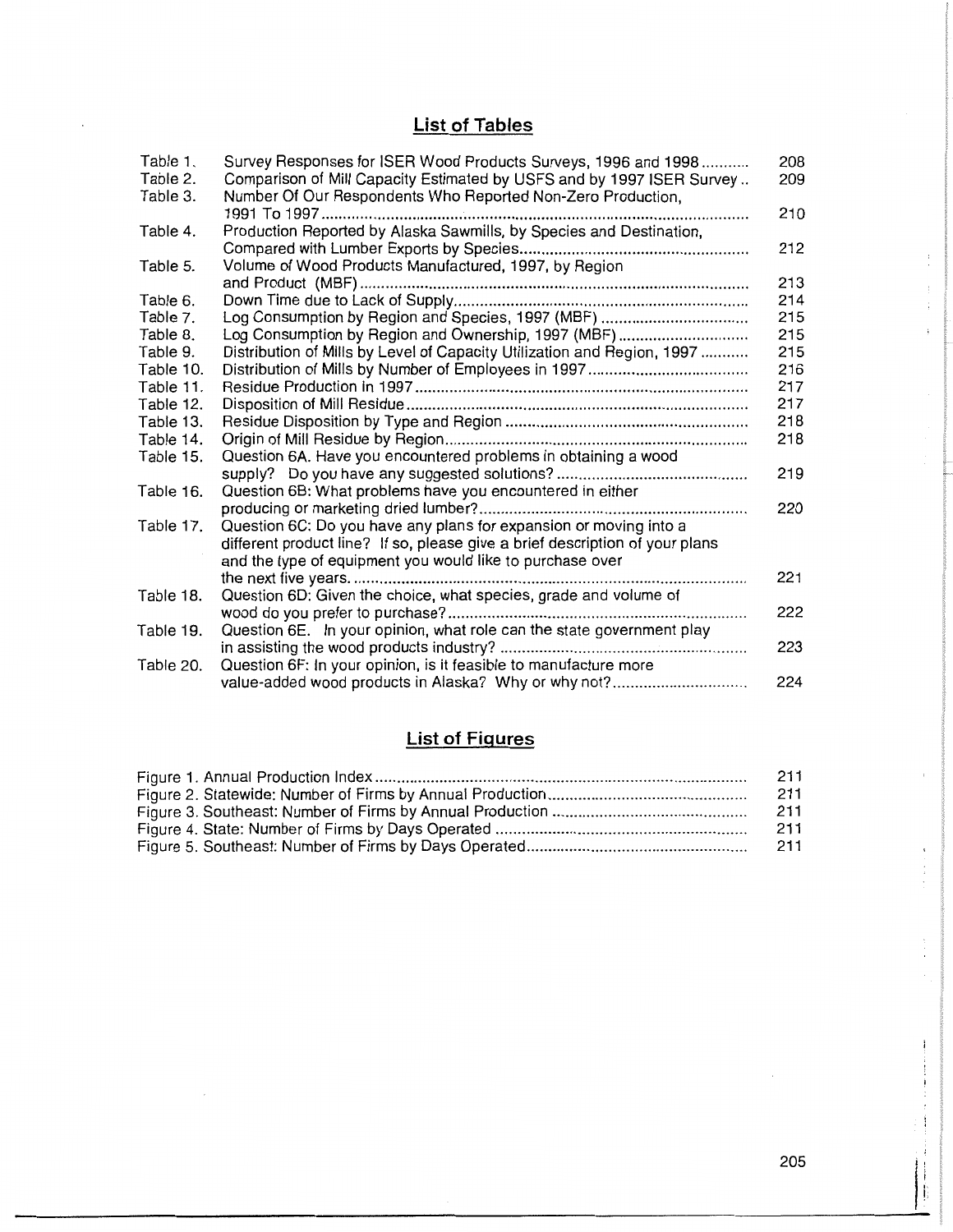## List of Tables

| | | |
|---|---|---|
| Table 1. | Survey Responses for ISER Wood Products Surveys, 1996 and 1998 | 208 |
| Table 2. | Comparison of Mill Capacity Estimated by USFS and by 1997 ISER Survey | 209 |
| Table 3. | Number Of Our Respondents Who Reported Non-Zero Production, 1991 To 1997 | 210 |
| Table 4. | Production Reported by Alaska Sawmills, by Species and Destination, Compared with Lumber Exports by Species | 212 |
| Table 5. | Volume of Wood Products Manufactured, 1997, by Region and Product (MBF) | 213 |
| Table 6. | Down Time due to Lack of Supply | 214 |
| Table 7. | Log Consumption by Region and Species, 1997 (MBF) | 215 |
| Table 8. | Log Consumption by Region and Ownership, 1997 (MBF) | 215 |
| Table 9. | Distribution of Mills by Level of Capacity Utilization and Region, 1997 | 215 |
| Table 10. | Distribution of Mills by Number of Employees in 1997 | 216 |
| Table 11. | Residue Production in 1997 | 217 |
| Table 12. | Disposition of Mill Residue | 217 |
| Table 13. | Residue Disposition by Type and Region | 218 |
| Table 14. | Origin of Mill Residue by Region | 218 |
| Table 15. | Question 6A. Have you encountered problems in obtaining a wood supply? Do you have any suggested solutions? | 219 |
| Table 16. | Question 6B: What problems have you encountered in either producing or marketing dried lumber? | 220 |
| Table 17. | Question 6C: Do you have any plans for expansion or moving into a different product line? If so, please give a brief description of your plans and the type of equipment you would like to purchase over the next five years. | 221 |
| Table 18. | Question 6D: Given the choice, what species, grade and volume of wood do you prefer to purchase? | 222 |
| Table 19. | Question 6E. In your opinion, what role can the state government play in assisting the wood products industry? | 223 |
| Table 20. | Question 6F: In your opinion, is it feasible to manufacture more value-added wood products in Alaska? Why or why not? | 224 |

## List of Figures

| | |
|---|---|
| Figure 1. Annual Production Index | 211 |
| Figure 2. Statewide: Number of Firms by Annual Production | 211 |
| Figure 3. Southeast: Number of Firms by Annual Production | 211 |
| Figure 4. State: Number of Firms by Days Operated | 211 |
| Figure 5. Southeast: Number of Firms by Days Operated | 211 |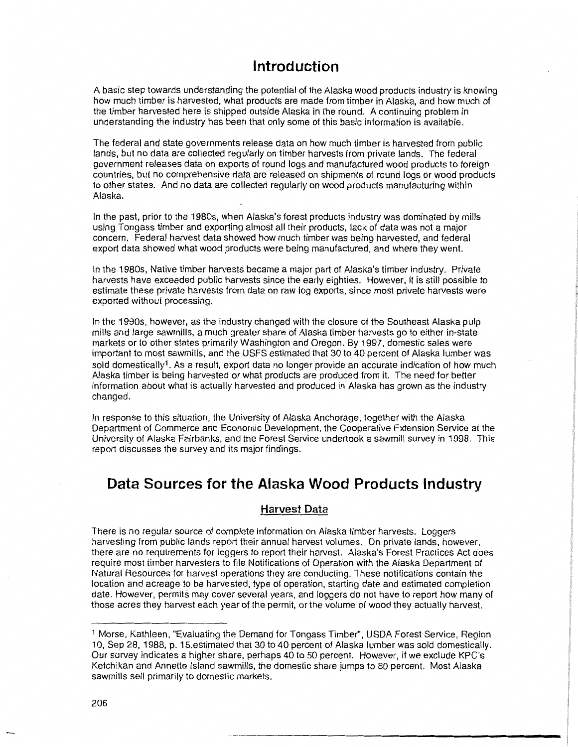# Introduction

A basic step towards understanding the potential of the Alaska wood products industry is knowing how much timber is harvested, what products are made from timber in Alaska, and how much of the timber harvested here is shipped outside Alaska in the round. A continuing problem in understanding the industry has been that only some of this basic information is available.

The federal and state governments release data on how much timber is harvested from public lands, but no data are collected regularly on timber harvests from private lands. The federal government releases data on exports of round logs and manufactured wood products to foreign countries, but no comprehensive data are released on shipments of round logs or wood products to other states. And no data are collected regularly on wood products manufacturing within Alaska.

In the past, prior to the 1980s, when Alaska's forest products industry was dominated by mills using Tongass timber and exporting almost all their products, lack of data was not a major concern. Federal harvest data showed how much timber was being harvested, and federal export data showed what wood products were being manufactured, and where they went.

In the 1980s, Native timber harvests became a major part of Alaska's timber industry. Private harvests have exceeded public harvests since the early eighties. However, it is still possible to estimate these private harvests from data on raw log exports, since most private harvests were exported without processing.

In the 1990s, however, as the industry changed with the closure of the Southeast Alaska pulp mills and large sawmills, a much greater share of Alaska timber harvests go to either in-state markets or to other states primarily Washington and Oregon. By 1997, domestic sales were important to most sawmills, and the USFS estimated that 30 to 40 percent of Alaska lumber was sold domestically[1]. As a result, export data no longer provide an accurate indication of how much Alaska timber is being harvested or what products are produced from it. The need for better information about what is actually harvested and produced in Alaska has grown as the industry changed.

In response to this situation, the University of Alaska Anchorage, together with the Alaska Department of Commerce and Economic Development, the Cooperative Extension Service at the University of Alaska Fairbanks, and the Forest Service undertook a sawmill survey in 1998. This report discusses the survey and its major findings.

# Data Sources for the Alaska Wood Products Industry

## Harvest Data

There is no regular source of complete information on Alaska timber harvests. Loggers harvesting from public lands report their annual harvest volumes. On private lands, however, there are no requirements for loggers to report their harvest. Alaska's Forest Practices Act does require most timber harvesters to file Notifications of Operation with the Alaska Department of Natural Resources for harvest operations they are conducting. These notifications contain the location and acreage to be harvested, type of operation, starting date and estimated completion date. However, permits may cover several years, and loggers do not have to report how many of those acres they harvest each year of the permit, or the volume of wood they actually harvest.

---

[1] Morse, Kathleen, "Evaluating the Demand for Tongass Timber", USDA Forest Service, Region 10, Sep 28, 1988, p. 15.estimated that 30 to 40 percent of Alaska lumber was sold domestically. Our survey indicates a higher share, perhaps 40 to 50 percent. However, if we exclude KPC's Ketchikan and Annette Island sawmills, the domestic share jumps to 80 percent. Most Alaska sawmills sell primarily to domestic markets.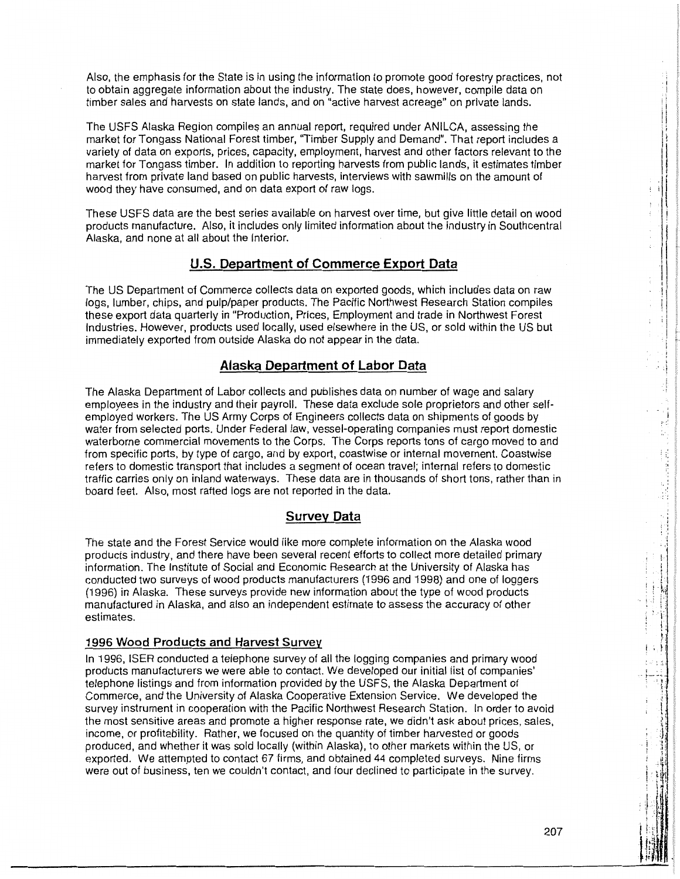Also, the emphasis for the State is in using the information to promote good forestry practices, not to obtain aggregate information about the industry. The state does, however, compile data on timber sales and harvests on state lands, and on "active harvest acreage" on private lands.

The USFS Alaska Region compiles an annual report, required under ANILCA, assessing the market for Tongass National Forest timber, "Timber Supply and Demand". That report includes a variety of data on exports, prices, capacity, employment, harvest and other factors relevant to the market for Tongass timber. In addition to reporting harvests from public lands, it estimates timber harvest from private land based on public harvests, interviews with sawmills on the amount of wood they have consumed, and on data export of raw logs.

These USFS data are the best series available on harvest over time, but give little detail on wood products manufacture. Also, it includes only limited information about the industry in Southcentral Alaska, and none at all about the Interior.

## U.S. Department of Commerce Export Data

The US Department of Commerce collects data on exported goods, which includes data on raw logs, lumber, chips, and pulp/paper products. The Pacific Northwest Research Station compiles these export data quarterly in "Production, Prices, Employment and trade in Northwest Forest Industries. However, products used locally, used elsewhere in the US, or sold within the US but immediately exported from outside Alaska do not appear in the data.

## Alaska Department of Labor Data

The Alaska Department of Labor collects and publishes data on number of wage and salary employees in the industry and their payroll. These data exclude sole proprietors and other self-employed workers. The US Army Corps of Engineers collects data on shipments of goods by water from selected ports. Under Federal law, vessel-operating companies must report domestic waterborne commercial movements to the Corps. The Corps reports tons of cargo moved to and from specific ports, by type of cargo, and by export, coastwise or internal movement. Coastwise refers to domestic transport that includes a segment of ocean travel; internal refers to domestic traffic carries only on inland waterways. These data are in thousands of short tons, rather than in board feet. Also, most rafted logs are not reported in the data.

## Survey Data

The state and the Forest Service would like more complete information on the Alaska wood products industry, and there have been several recent efforts to collect more detailed primary information. The Institute of Social and Economic Research at the University of Alaska has conducted two surveys of wood products manufacturers (1996 and 1998) and one of loggers (1996) in Alaska. These surveys provide new information about the type of wood products manufactured in Alaska, and also an independent estimate to assess the accuracy of other estimates.

### 1996 Wood Products and Harvest Survey

In 1996, ISER conducted a telephone survey of all the logging companies and primary wood products manufacturers we were able to contact. We developed our initial list of companies' telephone listings and from information provided by the USFS, the Alaska Department of Commerce, and the University of Alaska Cooperative Extension Service. We developed the survey instrument in cooperation with the Pacific Northwest Research Station. In order to avoid the most sensitive areas and promote a higher response rate, we didn't ask about prices, sales, income, or profitability. Rather, we focused on the quantity of timber harvested or goods produced, and whether it was sold locally (within Alaska), to other markets within the US, or exported. We attempted to contact 67 firms, and obtained 44 completed surveys. Nine firms were out of business, ten we couldn't contact, and four declined to participate in the survey.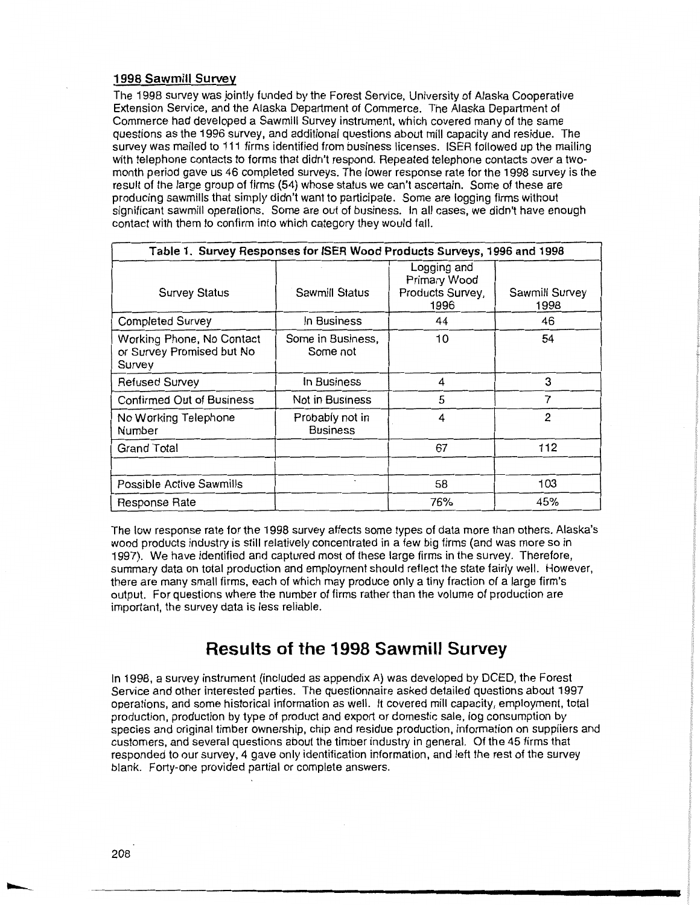### 1998 Sawmill Survey

The 1998 survey was jointly funded by the Forest Service, University of Alaska Cooperative Extension Service, and the Alaska Department of Commerce. The Alaska Department of Commerce had developed a Sawmill Survey instrument, which covered many of the same questions as the 1996 survey, and additional questions about mill capacity and residue. The survey was mailed to 111 firms identified from business licenses. ISER followed up the mailing with telephone contacts to forms that didn't respond. Repeated telephone contacts over a two-month period gave us 46 completed surveys. The lower response rate for the 1998 survey is the result of the large group of firms (54) whose status we can't ascertain. Some of these are producing sawmills that simply didn't want to participate. Some are logging firms without significant sawmill operations. Some are out of business. In all cases, we didn't have enough contact with them to confirm into which category they would fall.

**Table 1. Survey Responses for ISER Wood Products Surveys, 1996 and 1998**

| Survey Status | Sawmill Status | Logging and Primary Wood Products Survey, 1996 | Sawmill Survey 1998 |
|---|---|---|---|
| Completed Survey | In Business | 44 | 46 |
| Working Phone, No Contact or Survey Promised but No Survey | Some in Business, Some not | 10 | 54 |
| Refused Survey | In Business | 4 | 3 |
| Confirmed Out of Business | Not in Business | 5 | 7 |
| No Working Telephone Number | Probably not in Business | 4 | 2 |
| Grand Total | | 67 | 112 |
| | | | |
| Possible Active Sawmills | | 58 | 103 |
| Response Rate | | 76% | 45% |

The low response rate for the 1998 survey affects some types of data more than others. Alaska's wood products industry is still relatively concentrated in a few big firms (and was more so in 1997). We have identified and captured most of these large firms in the survey. Therefore, summary data on total production and employment should reflect the state fairly well. However, there are many small firms, each of which may produce only a tiny fraction of a large firm's output. For questions where the number of firms rather than the volume of production are important, the survey data is less reliable.

## Results of the 1998 Sawmill Survey

In 1998, a survey instrument (included as appendix A) was developed by DCED, the Forest Service and other interested parties. The questionnaire asked detailed questions about 1997 operations, and some historical information as well. It covered mill capacity, employment, total production, production by type of product and export or domestic sale, log consumption by species and original timber ownership, chip and residue production, information on suppliers and customers, and several questions about the timber industry in general. Of the 45 firms that responded to our survey, 4 gave only identification information, and left the rest of the survey blank. Forty-one provided partial or complete answers.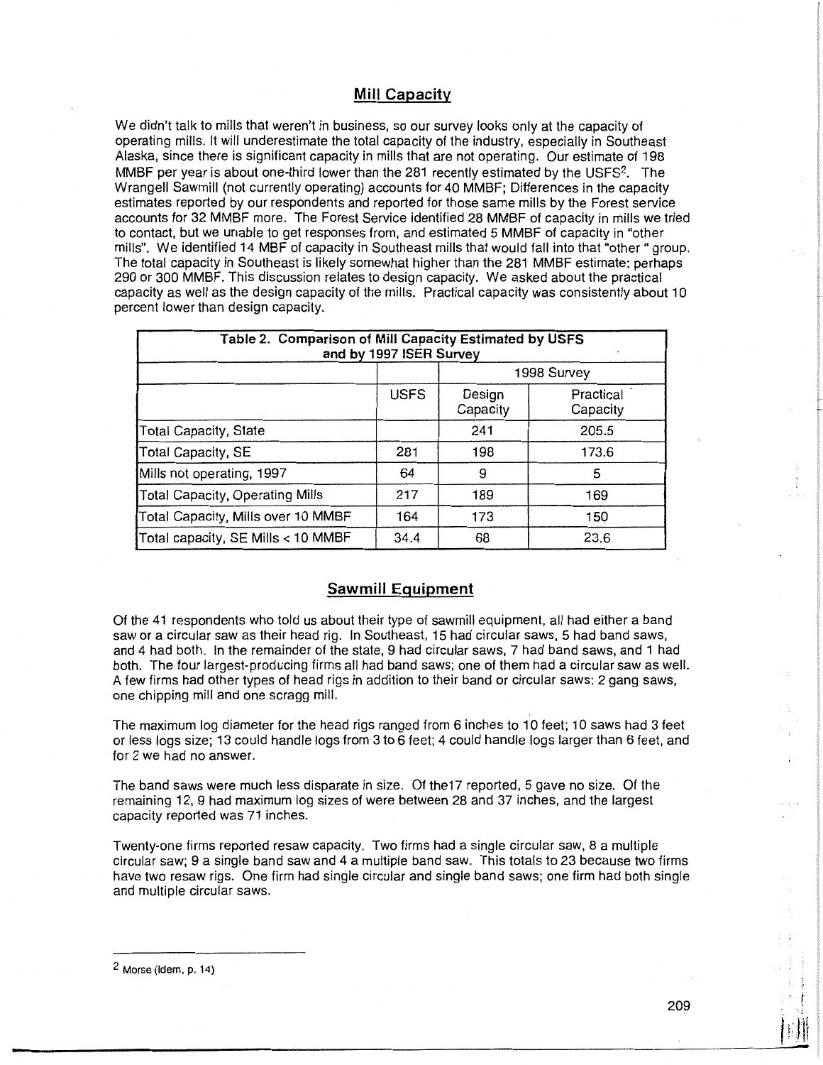## Mill Capacity

We didn't talk to mills that weren't in business, so our survey looks only at the capacity of operating mills. It will underestimate the total capacity of the industry, especially in Southeast Alaska, since there is significant capacity in mills that are not operating. Our estimate of 198 MMBF per year is about one-third lower than the 281 recently estimated by the USFS[2]. The Wrangell Sawmill (not currently operating) accounts for 40 MMBF; Differences in the capacity estimates reported by our respondents and reported for those same mills by the Forest service accounts for 32 MMBF more. The Forest Service identified 28 MMBF of capacity in mills we tried to contact, but we unable to get responses from, and estimated 5 MMBF of capacity in "other mills". We identified 14 MBF of capacity in Southeast mills that would fall into that "other " group. The total capacity in Southeast is likely somewhat higher than the 281 MMBF estimate: perhaps 290 or 300 MMBF. This discussion relates to design capacity. We asked about the practical capacity as well as the design capacity of the mills. Practical capacity was consistently about 10 percent lower than design capacity.

**Table 2. Comparison of Mill Capacity Estimated by USFS and by 1997 ISER Survey**

| | | 1998 Survey | |
|---|---|---|---|
| | USFS | Design Capacity | Practical Capacity |
| Total Capacity, State | | 241 | 205.5 |
| Total Capacity, SE | 281 | 198 | 173.6 |
| Mills not operating, 1997 | 64 | 9 | 5 |
| Total Capacity, Operating Mills | 217 | 189 | 169 |
| Total Capacity, Mills over 10 MMBF | 164 | 173 | 150 |
| Total capacity, SE Mills < 10 MMBF | 34.4 | 68 | 23.6 |

## Sawmill Equipment

Of the 41 respondents who told us about their type of sawmill equipment, all had either a band saw or a circular saw as their head rig. In Southeast, 15 had circular saws, 5 had band saws, and 4 had both. In the remainder of the state, 9 had circular saws, 7 had band saws, and 1 had both. The four largest-producing firms all had band saws; one of them had a circular saw as well. A few firms had other types of head rigs in addition to their band or circular saws: 2 gang saws, one chipping mill and one scragg mill.

The maximum log diameter for the head rigs ranged from 6 inches to 10 feet; 10 saws had 3 feet or less logs size; 13 could handle logs from 3 to 6 feet; 4 could handle logs larger than 6 feet, and for 2 we had no answer.

The band saws were much less disparate in size. Of the17 reported, 5 gave no size. Of the remaining 12, 9 had maximum log sizes of were between 28 and 37 inches, and the largest capacity reported was 71 inches.

Twenty-one firms reported resaw capacity. Two firms had a single circular saw, 8 a multiple circular saw; 9 a single band saw and 4 a multiple band saw. This totals to 23 because two firms have two resaw rigs. One firm had single circular and single band saws; one firm had both single and multiple circular saws.

---

[2] Morse (Idem, p. 14)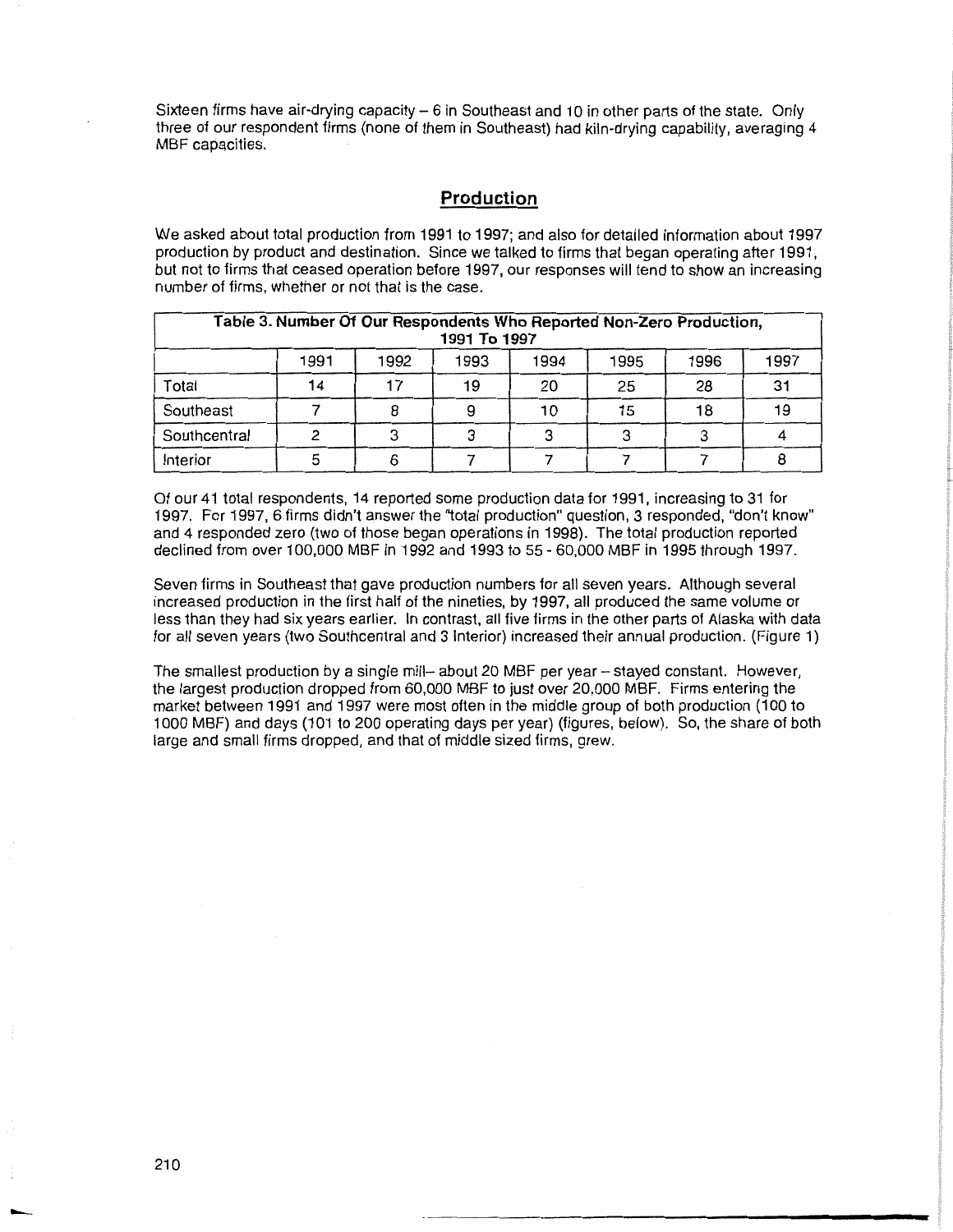Sixteen firms have air-drying capacity – 6 in Southeast and 10 in other parts of the state. Only three of our respondent firms (none of them in Southeast) had kiln-drying capability, averaging 4 MBF capacities.

## Production

We asked about total production from 1991 to 1997; and also for detailed information about 1997 production by product and destination. Since we talked to firms that began operating after 1991, but not to firms that ceased operation before 1997, our responses will tend to show an increasing number of firms, whether or not that is the case.

| Table 3. Number Of Our Respondents Who Reported Non-Zero Production, 1991 To 1997 | | | | | | | |
|---|---|---|---|---|---|---|---|
| | 1991 | 1992 | 1993 | 1994 | 1995 | 1996 | 1997 |
| Total | 14 | 17 | 19 | 20 | 25 | 28 | 31 |
| Southeast | 7 | 8 | 9 | 10 | 15 | 18 | 19 |
| Southcentral | 2 | 3 | 3 | 3 | 3 | 3 | 4 |
| Interior | 5 | 6 | 7 | 7 | 7 | 7 | 8 |

Of our 41 total respondents, 14 reported some production data for 1991, increasing to 31 for 1997. For 1997, 6 firms didn't answer the "total production" question, 3 responded, "don't know" and 4 responded zero (two of those began operations in 1998). The total production reported declined from over 100,000 MBF in 1992 and 1993 to 55 - 60,000 MBF in 1995 through 1997.

Seven firms in Southeast that gave production numbers for all seven years. Although several increased production in the first half of the nineties, by 1997, all produced the same volume or less than they had six years earlier. In contrast, all five firms in the other parts of Alaska with data for all seven years (two Southcentral and 3 Interior) increased their annual production. (Figure 1)

The smallest production by a single mill– about 20 MBF per year – stayed constant. However, the largest production dropped from 60,000 MBF to just over 20,000 MBF. Firms entering the market between 1991 and 1997 were most often in the middle group of both production (100 to 1000 MBF) and days (101 to 200 operating days per year) (figures, below). So, the share of both large and small firms dropped, and that of middle sized firms, grew.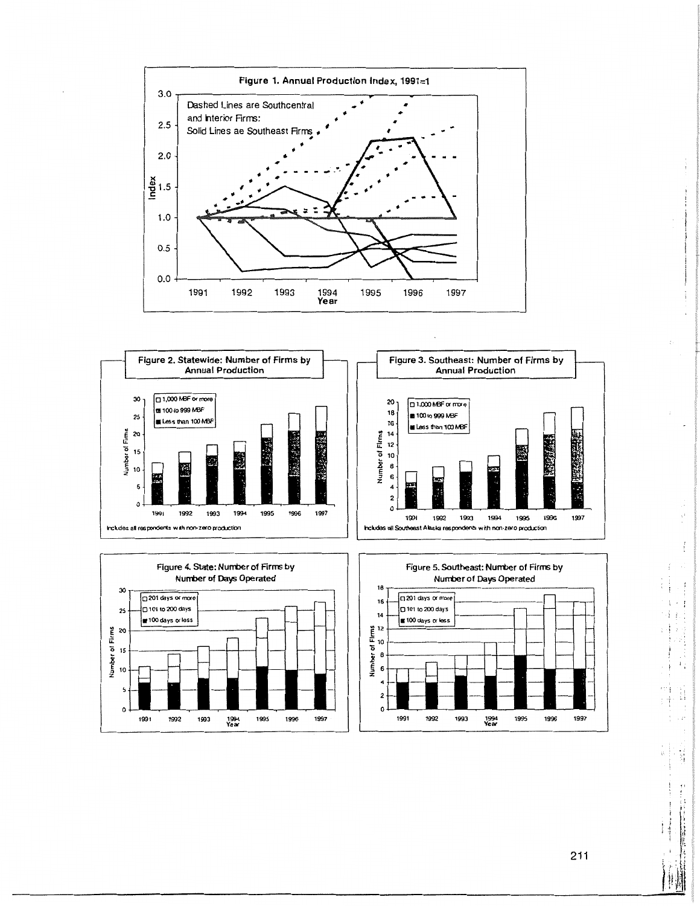**Figure 1. Annual Production Index, 1991=1**

Dashed Lines are Southcentral and Interior Firms: Solid Lines ae Southeast Firms

**Figure 2. Statewide: Number of Firms by Annual Production**

Includes all respondents with non-zero production

**Figure 3. Southeast: Number of Firms by Annual Production**

Includes all Southeast Alaska respondents with non-zero production

**Figure 4. State: Number of Firms by Number of Days Operated**

**Figure 5. Southeast: Number of Firms by Number of Days Operated**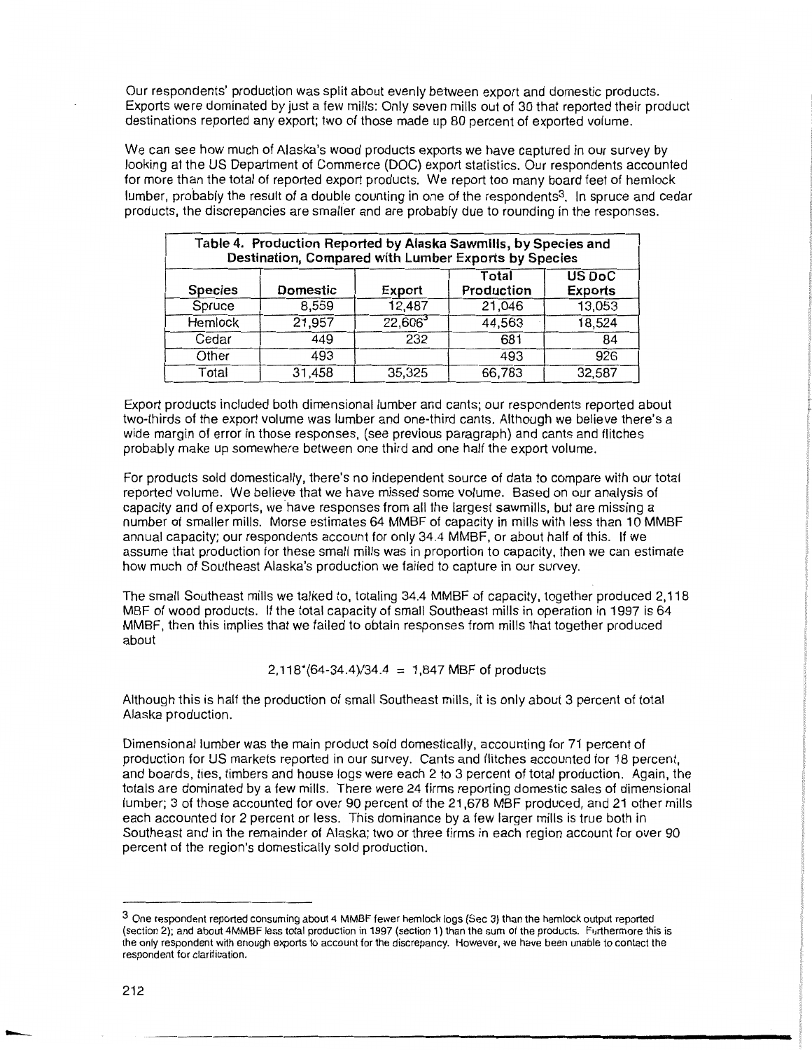Our respondents' production was split about evenly between export and domestic products. Exports were dominated by just a few mills: Only seven mills out of 30 that reported their product destinations reported any export; two of those made up 80 percent of exported volume.

We can see how much of Alaska's wood products exports we have captured in our survey by looking at the US Department of Commerce (DOC) export statistics. Our respondents accounted for more than the total of reported export products. We report too many board feet of hemlock lumber, probably the result of a double counting in one of the respondents[3]. In spruce and cedar products, the discrepancies are smaller and are probably due to rounding in the responses.

**Table 4. Production Reported by Alaska Sawmills, by Species and Destination, Compared with Lumber Exports by Species**

| Species | Domestic | Export | Total Production | US DoC Exports |
|---|---|---|---|---|
| Spruce | 8,559 | 12,487 | 21,046 | 13,053 |
| Hemlock | 21,957 | 22,606[3] | 44,563 | 18,524 |
| Cedar | 449 | 232 | 681 | 84 |
| Other | 493 | | 493 | 926 |
| Total | 31,458 | 35,325 | 66,783 | 32,587 |

Export products included both dimensional lumber and cants; our respondents reported about two-thirds of the export volume was lumber and one-third cants. Although we believe there's a wide margin of error in those responses, (see previous paragraph) and cants and flitches probably make up somewhere between one third and one half the export volume.

For products sold domestically, there's no independent source of data to compare with our total reported volume. We believe that we have missed some volume. Based on our analysis of capacity and of exports, we have responses from all the largest sawmills, but are missing a number of smaller mills. Morse estimates 64 MMBF of capacity in mills with less than 10 MMBF annual capacity; our respondents account for only 34.4 MMBF, or about half of this. If we assume that production for these small mills was in proportion to capacity, then we can estimate how much of Southeast Alaska's production we failed to capture in our survey.

The small Southeast mills we talked to, totaling 34.4 MMBF of capacity, together produced 2,118 MBF of wood products. If the total capacity of small Southeast mills in operation in 1997 is 64 MMBF, then this implies that we failed to obtain responses from mills that together produced about

$$2{,}118 * (64-34.4)/34.4 = 1{,}847 \text{ MBF of products}$$

Although this is half the production of small Southeast mills, it is only about 3 percent of total Alaska production.

Dimensional lumber was the main product sold domestically, accounting for 71 percent of production for US markets reported in our survey. Cants and flitches accounted for 18 percent, and boards, ties, timbers and house logs were each 2 to 3 percent of total production. Again, the totals are dominated by a few mills. There were 24 firms reporting domestic sales of dimensional lumber; 3 of those accounted for over 90 percent of the 21,678 MBF produced, and 21 other mills each accounted for 2 percent or less. This dominance by a few larger mills is true both in Southeast and in the remainder of Alaska; two or three firms in each region account for over 90 percent of the region's domestically sold production.

---

[3] One respondent reported consuming about 4 MMBF fewer hemlock logs (Sec 3) than the hemlock output reported (section 2); and about 4MMBF less total production in 1997 (section 1) than the sum of the products. Furthermore this is the only respondent with enough exports to account for the discrepancy. However, we have been unable to contact the respondent for clarification.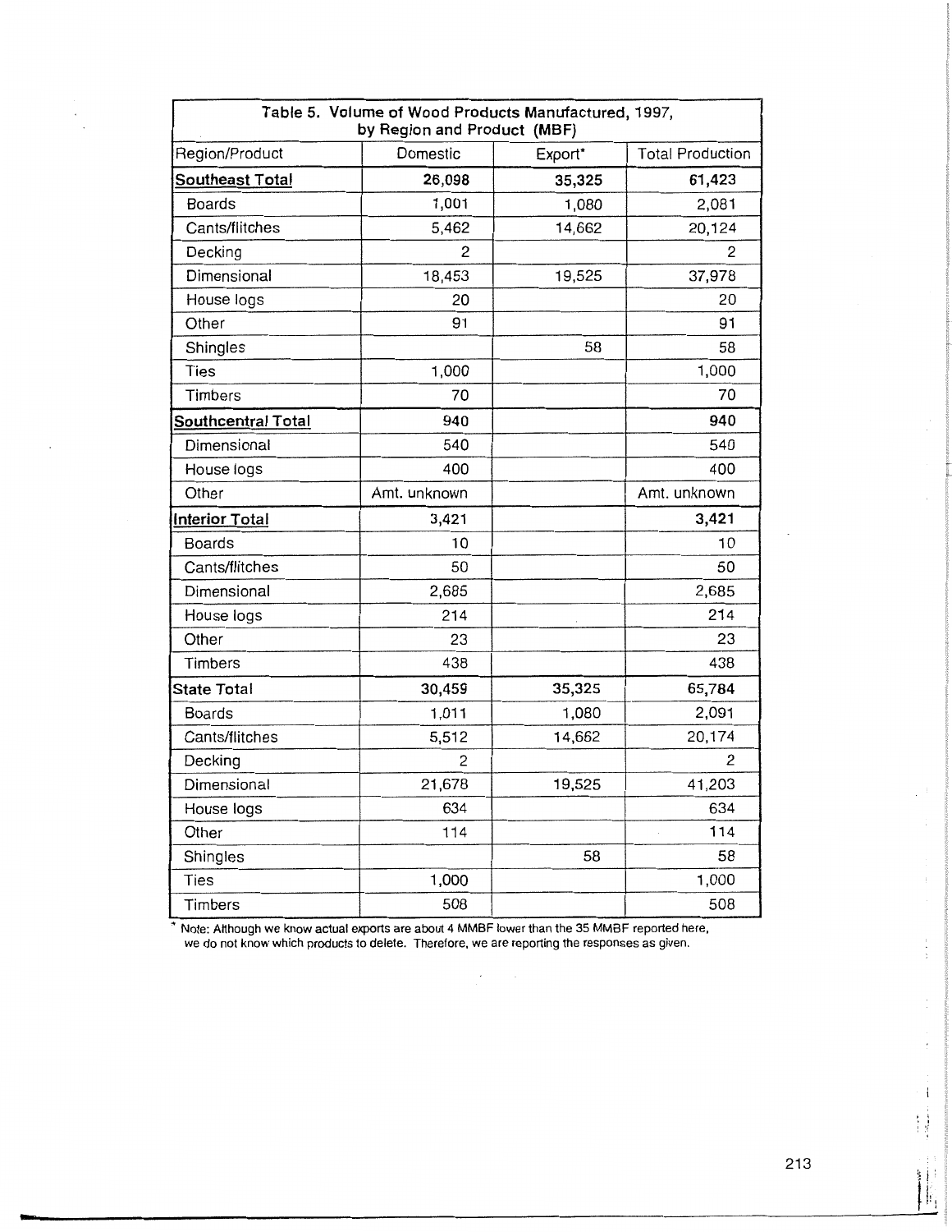| Table 5. Volume of Wood Products Manufactured, 1997, by Region and Product (MBF) | | | |
|---|---|---|---|
| Region/Product | Domestic | Export* | Total Production |
| **Southeast Total** | **26,098** | **35,325** | **61,423** |
| Boards | 1,001 | 1,080 | 2,081 |
| Cants/flitches | 5,462 | 14,662 | 20,124 |
| Decking | 2 | | 2 |
| Dimensional | 18,453 | 19,525 | 37,978 |
| House logs | 20 | | 20 |
| Other | 91 | | 91 |
| Shingles | | 58 | 58 |
| Ties | 1,000 | | 1,000 |
| Timbers | 70 | | 70 |
| **Southcentral Total** | 940 | | **940** |
| Dimensional | 540 | | 540 |
| House logs | 400 | | 400 |
| Other | Amt. unknown | | Amt. unknown |
| **Interior Total** | 3,421 | | **3,421** |
| Boards | 10 | | 10 |
| Cants/flitches | 50 | | 50 |
| Dimensional | 2,685 | | 2,685 |
| House logs | 214 | | 214 |
| Other | 23 | | 23 |
| Timbers | 438 | | 438 |
| **State Total** | **30,459** | **35,325** | **65,784** |
| Boards | 1,011 | 1,080 | 2,091 |
| Cants/flitches | 5,512 | 14,662 | 20,174 |
| Decking | 2 | | 2 |
| Dimensional | 21,678 | 19,525 | 41,203 |
| House logs | 634 | | 634 |
| Other | 114 | | 114 |
| Shingles | | 58 | 58 |
| Ties | 1,000 | | 1,000 |
| Timbers | 508 | | 508 |

* Note: Although we know actual exports are about 4 MMBF lower than the 35 MMBF reported here, we do not know which products to delete. Therefore, we are reporting the responses as given.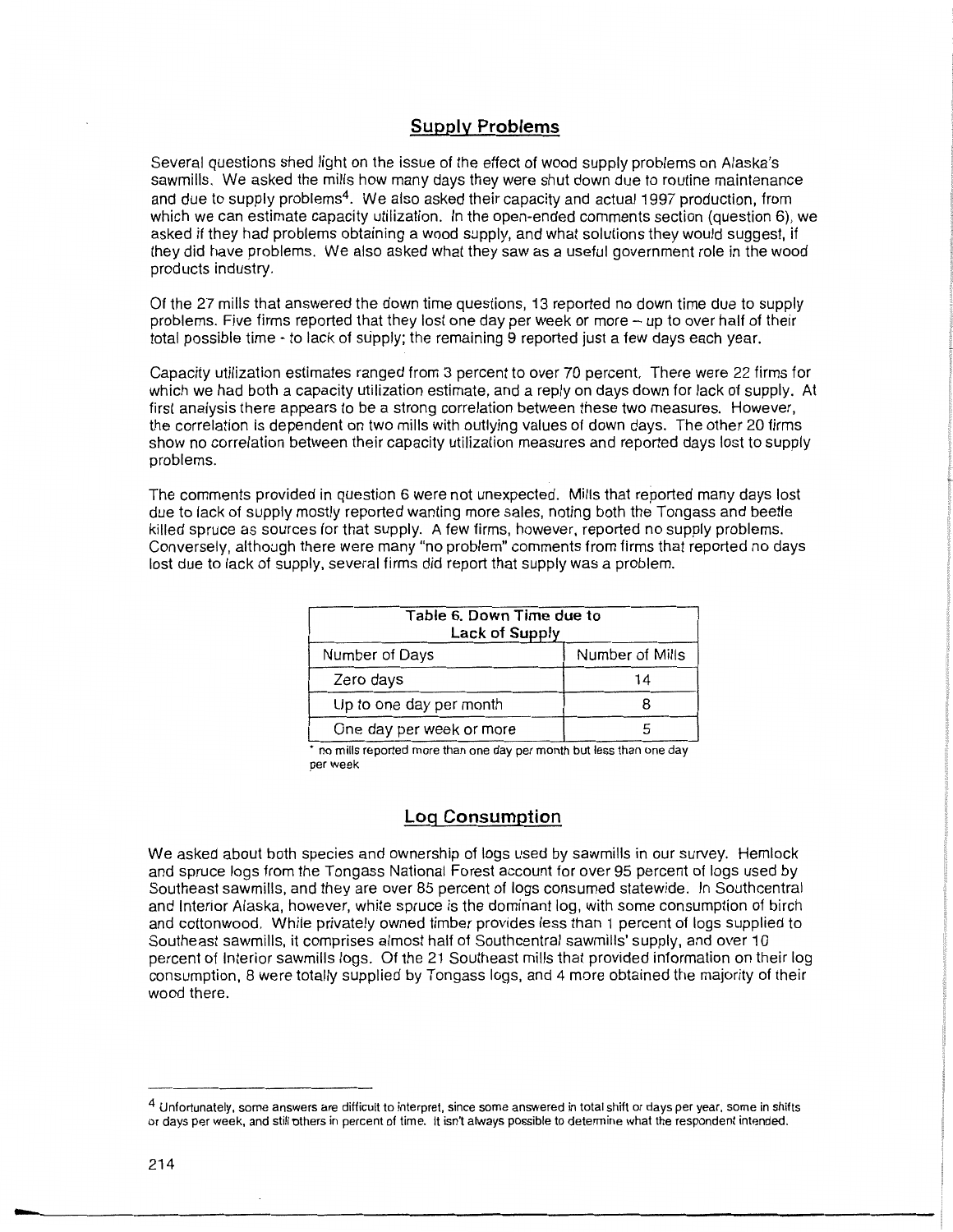## Supply Problems

Several questions shed light on the issue of the effect of wood supply problems on Alaska's sawmills. We asked the mills how many days they were shut down due to routine maintenance and due to supply problems[4]. We also asked their capacity and actual 1997 production, from which we can estimate capacity utilization. In the open-ended comments section (question 6), we asked if they had problems obtaining a wood supply, and what solutions they would suggest, if they did have problems. We also asked what they saw as a useful government role in the wood products industry.

Of the 27 mills that answered the down time questions, 13 reported no down time due to supply problems. Five firms reported that they lost one day per week or more – up to over half of their total possible time - to lack of supply; the remaining 9 reported just a few days each year.

Capacity utilization estimates ranged from 3 percent to over 70 percent. There were 22 firms for which we had both a capacity utilization estimate, and a reply on days down for lack of supply. At first analysis there appears to be a strong correlation between these two measures. However, the correlation is dependent on two mills with outlying values of down days. The other 20 firms show no correlation between their capacity utilization measures and reported days lost to supply problems.

The comments provided in question 6 were not unexpected. Mills that reported many days lost due to lack of supply mostly reported wanting more sales, noting both the Tongass and beetle killed spruce as sources for that supply. A few firms, however, reported no supply problems. Conversely, although there were many "no problem" comments from firms that reported no days lost due to lack of supply, several firms did report that supply was a problem.

| Table 6. Down Time due to Lack of Supply | |
|---|---|
| Number of Days | Number of Mills |
| Zero days | 14 |
| Up to one day per month | 8 |
| One day per week or more | 5 |

* no mills reported more than one day per month but less than one day per week

## Log Consumption

We asked about both species and ownership of logs used by sawmills in our survey. Hemlock and spruce logs from the Tongass National Forest account for over 95 percent of logs used by Southeast sawmills, and they are over 85 percent of logs consumed statewide. In Southcentral and Interior Alaska, however, white spruce is the dominant log, with some consumption of birch and cottonwood. While privately owned timber provides less than 1 percent of logs supplied to Southeast sawmills, it comprises almost half of Southcentral sawmills' supply, and over 10 percent of Interior sawmills logs. Of the 21 Southeast mills that provided information on their log consumption, 8 were totally supplied by Tongass logs, and 4 more obtained the majority of their wood there.

---

[4] Unfortunately, some answers are difficult to interpret, since some answered in total shift or days per year, some in shifts or days per week, and still others in percent of time. It isn't always possible to determine what the respondent intended.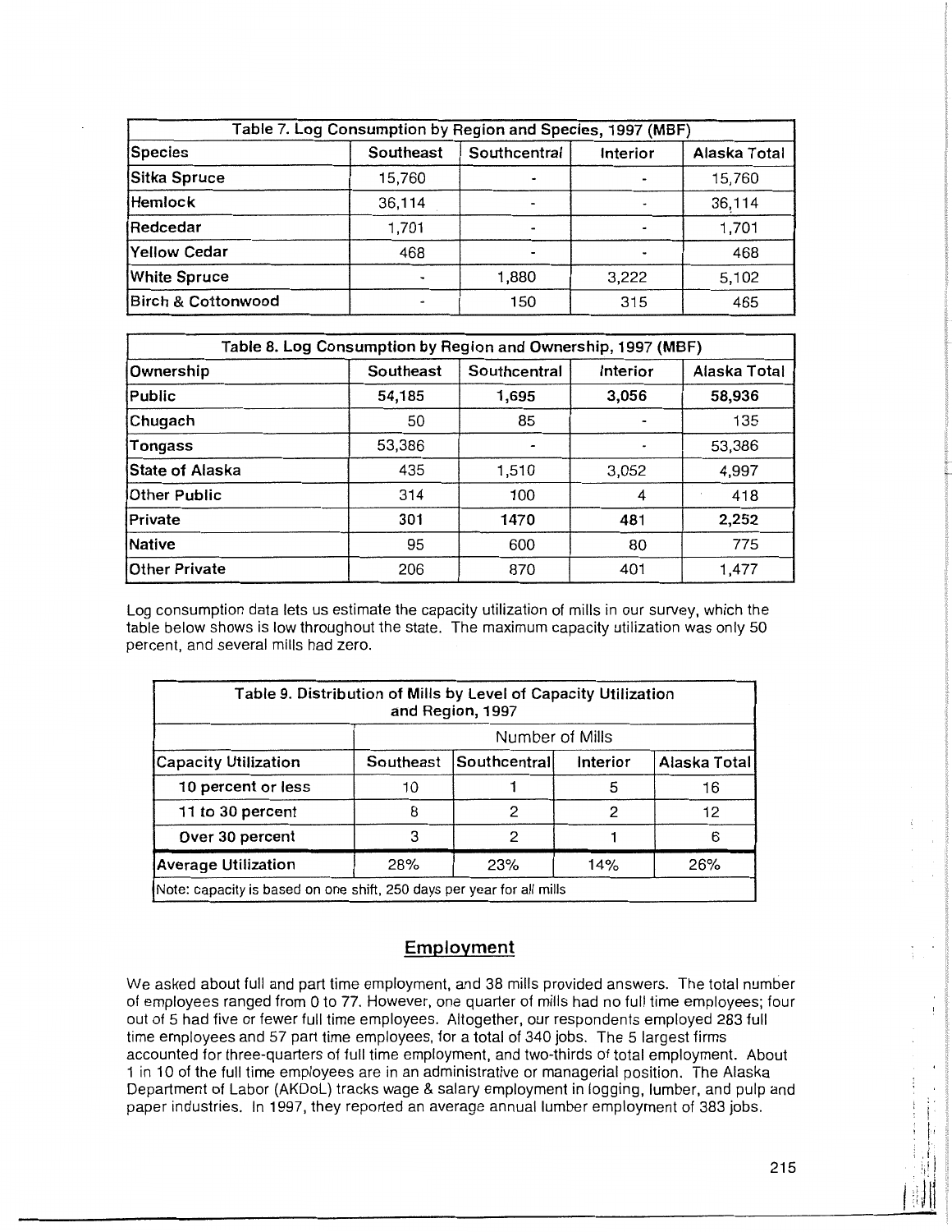| Table 7. Log Consumption by Region and Species, 1997 (MBF) | | | | |
|---|---|---|---|---|
| Species | Southeast | Southcentral | Interior | Alaska Total |
| Sitka Spruce | 15,760 | - | - | 15,760 |
| Hemlock | 36,114 | - | - | 36,114 |
| Redcedar | 1,701 | - | - | 1,701 |
| Yellow Cedar | 468 | - | - | 468 |
| White Spruce | - | 1,880 | 3,222 | 5,102 |
| Birch & Cottonwood | - | 150 | 315 | 465 |

| Table 8. Log Consumption by Region and Ownership, 1997 (MBF) | | | | |
|---|---|---|---|---|
| Ownership | Southeast | Southcentral | Interior | Alaska Total |
| **Public** | **54,185** | **1,695** | **3,056** | **58,936** |
| Chugach | 50 | 85 | - | 135 |
| Tongass | 53,386 | - | - | 53,386 |
| State of Alaska | 435 | 1,510 | 3,052 | 4,997 |
| Other Public | 314 | 100 | 4 | 418 |
| **Private** | **301** | **1470** | **481** | **2,252** |
| Native | 95 | 600 | 80 | 775 |
| Other Private | 206 | 870 | 401 | 1,477 |

Log consumption data lets us estimate the capacity utilization of mills in our survey, which the table below shows is low throughout the state. The maximum capacity utilization was only 50 percent, and several mills had zero.

| Table 9. Distribution of Mills by Level of Capacity Utilization and Region, 1997 | | | | |
|---|---|---|---|---|
| | Number of Mills | | | |
| Capacity Utilization | Southeast | Southcentral | Interior | Alaska Total |
| 10 percent or less | 10 | 1 | 5 | 16 |
| 11 to 30 percent | 8 | 2 | 2 | 12 |
| Over 30 percent | 3 | 2 | 1 | 6 |
| Average Utilization | 28% | 23% | 14% | 26% |
| Note: capacity is based on one shift, 250 days per year for all mills | | | | |

## Employment

We asked about full and part time employment, and 38 mills provided answers. The total number of employees ranged from 0 to 77. However, one quarter of mills had no full time employees; four out of 5 had five or fewer full time employees. Altogether, our respondents employed 283 full time employees and 57 part time employees, for a total of 340 jobs. The 5 largest firms accounted for three-quarters of full time employment, and two-thirds of total employment. About 1 in 10 of the full time employees are in an administrative or managerial position. The Alaska Department of Labor (AKDoL) tracks wage & salary employment in logging, lumber, and pulp and paper industries. In 1997, they reported an average annual lumber employment of 383 jobs.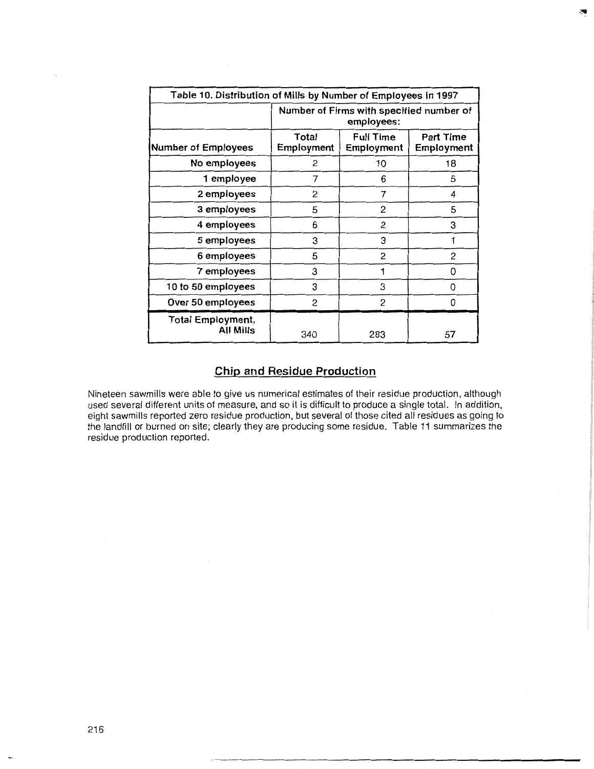| Table 10. Distribution of Mills by Number of Employees in 1997 | | | |
|---|---|---|---|
| | Number of Firms with specified number of employees: | | |
| Number of Employees | Total Employment | Full Time Employment | Part Time Employment |
| No employees | 2 | 10 | 18 |
| 1 employee | 7 | 6 | 5 |
| 2 employees | 2 | 7 | 4 |
| 3 employees | 5 | 2 | 5 |
| 4 employees | 6 | 2 | 3 |
| 5 employees | 3 | 3 | 1 |
| 6 employees | 5 | 2 | 2 |
| 7 employees | 3 | 1 | 0 |
| 10 to 50 employees | 3 | 3 | 0 |
| Over 50 employees | 2 | 2 | 0 |
| Total Employment, All Mills | 340 | 283 | 57 |

## Chip and Residue Production

Nineteen sawmills were able to give us numerical estimates of their residue production, although used several different units of measure, and so it is difficult to produce a single total. In addition, eight sawmills reported zero residue production, but several of those cited all residues as going to the landfill or burned on site; clearly they are producing some residue. Table 11 summarizes the residue production reported.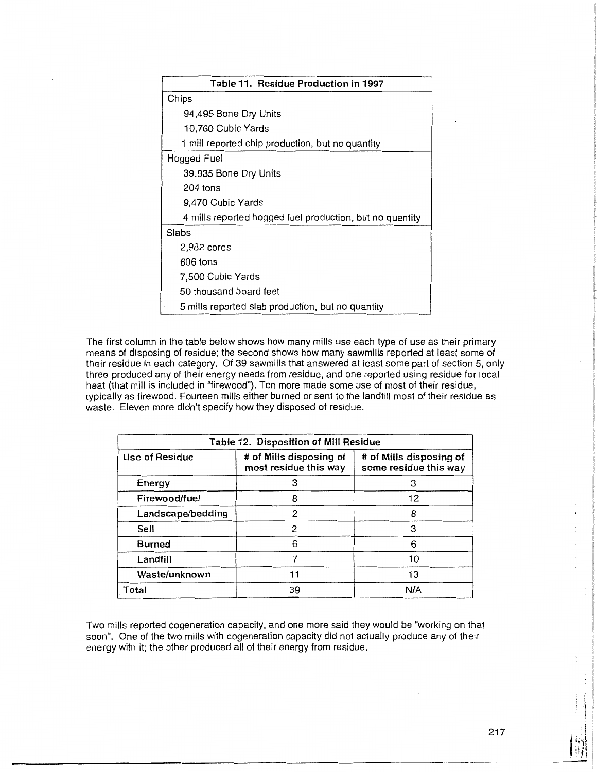| Table 11. Residue Production in 1997 |
|---|
| Chips |
| 94,495 Bone Dry Units |
| 10,760 Cubic Yards |
| 1 mill reported chip production, but no quantity |
| Hogged Fuel |
| 39,935 Bone Dry Units |
| 204 tons |
| 9,470 Cubic Yards |
| 4 mills reported hogged fuel production, but no quantity |
| Slabs |
| 2,982 cords |
| 606 tons |
| 7,500 Cubic Yards |
| 50 thousand board feet |
| 5 mills reported slab production, but no quantity |

The first column in the table below shows how many mills use each type of use as their primary means of disposing of residue; the second shows how many sawmills reported at least some of their residue in each category. Of 39 sawmills that answered at least some part of section 5, only three produced any of their energy needs from residue, and one reported using residue for local heat (that mill is included in "firewood"). Ten more made some use of most of their residue, typically as firewood. Fourteen mills either burned or sent to the landfill most of their residue as waste. Eleven more didn't specify how they disposed of residue.

| Table 12. Disposition of Mill Residue | | |
|---|---|---|
| Use of Residue | # of Mills disposing of most residue this way | # of Mills disposing of some residue this way |
| Energy | 3 | 3 |
| Firewood/fuel | 8 | 12 |
| Landscape/bedding | 2 | 8 |
| Sell | 2 | 3 |
| Burned | 6 | 6 |
| Landfill | 7 | 10 |
| Waste/unknown | 11 | 13 |
| Total | 39 | N/A |

Two mills reported cogeneration capacity, and one more said they would be "working on that soon". One of the two mills with cogeneration capacity did not actually produce any of their energy with it; the other produced all of their energy from residue.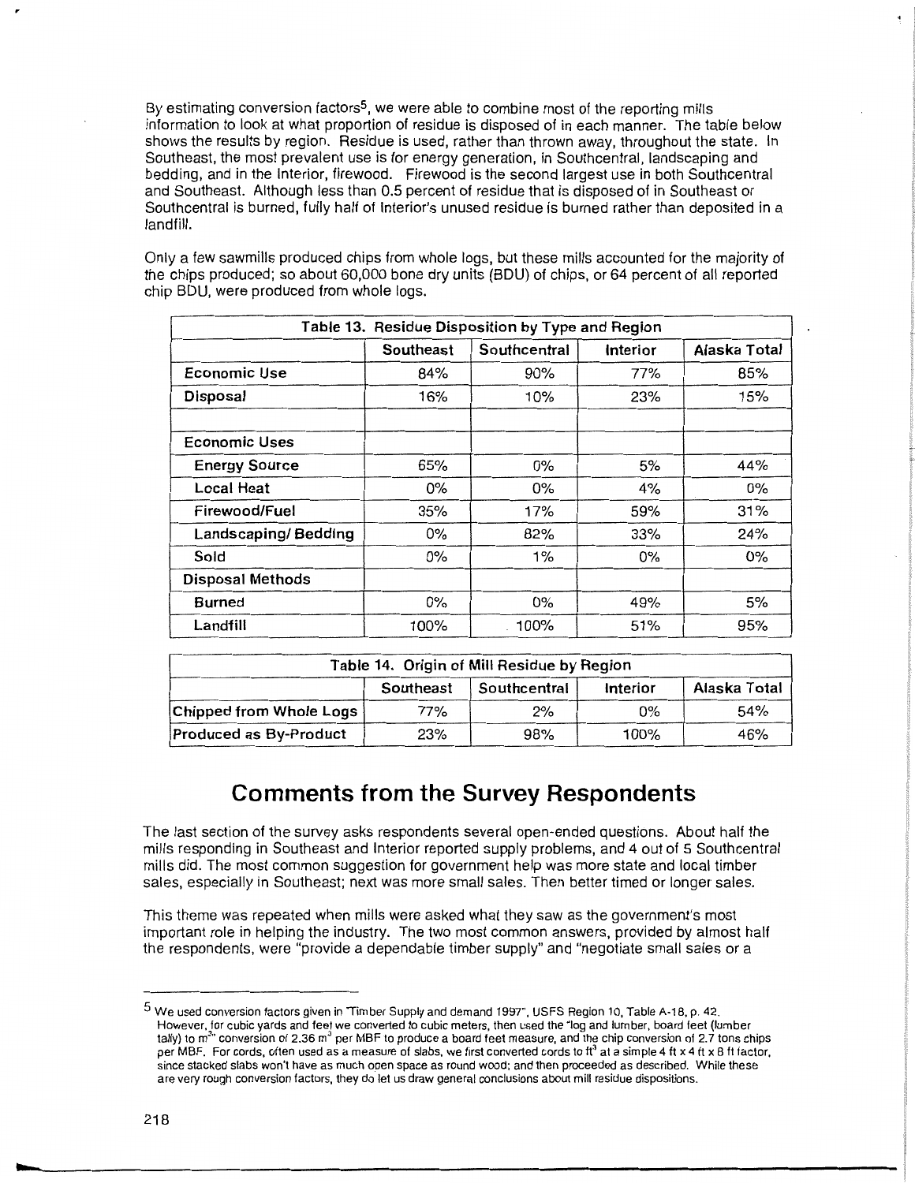By estimating conversion factors[5], we were able to combine most of the reporting mills information to look at what proportion of residue is disposed of in each manner. The table below shows the results by region. Residue is used, rather than thrown away, throughout the state. In Southeast, the most prevalent use is for energy generation, in Southcentral, landscaping and bedding, and in the Interior, firewood. Firewood is the second largest use in both Southcentral and Southeast. Although less than 0.5 percent of residue that is disposed of in Southeast or Southcentral is burned, fully half of Interior's unused residue is burned rather than deposited in a landfill.

Only a few sawmills produced chips from whole logs, but these mills accounted for the majority of the chips produced; so about 60,000 bone dry units (BDU) of chips, or 64 percent of all reported chip BDU, were produced from whole logs.

**Table 13. Residue Disposition by Type and Region**

| | Southeast | Southcentral | Interior | Alaska Total |
|---|---|---|---|---|
| **Economic Use** | 84% | 90% | 77% | 85% |
| **Disposal** | 16% | 10% | 23% | 15% |
| | | | | |
| **Economic Uses** | | | | |
| **Energy Source** | 65% | 0% | 5% | 44% |
| **Local Heat** | 0% | 0% | 4% | 0% |
| **Firewood/Fuel** | 35% | 17% | 59% | 31% |
| **Landscaping/ Bedding** | 0% | 82% | 33% | 24% |
| **Sold** | 0% | 1% | 0% | 0% |
| **Disposal Methods** | | | | |
| **Burned** | 0% | 0% | 49% | 5% |
| **Landfill** | 100% | 100% | 51% | 95% |

**Table 14. Origin of Mill Residue by Region**

| | Southeast | Southcentral | Interior | Alaska Total |
|---|---|---|---|---|
| **Chipped from Whole Logs** | 77% | 2% | 0% | 54% |
| **Produced as By-Product** | 23% | 98% | 100% | 46% |

## Comments from the Survey Respondents

The last section of the survey asks respondents several open-ended questions. About half the mills responding in Southeast and Interior reported supply problems, and 4 out of 5 Southcentral mills did. The most common suggestion for government help was more state and local timber sales, especially in Southeast; next was more small sales. Then better timed or longer sales.

This theme was repeated when mills were asked what they saw as the government's most important role in helping the industry. The two most common answers, provided by almost half the respondents, were "provide a dependable timber supply" and "negotiate small sales or a

[5] We used conversion factors given in "Timber Supply and demand 1997", USFS Region 10, Table A-18, p. 42. However, for cubic yards and feet we converted to cubic meters, then used the "log and lumber, board feet (lumber tally) to $m^3$" conversion of 2.36 $m^3$ per MBF to produce a board feet measure, and the chip conversion of 2.7 tons chips per MBF. For cords, often used as a measure of slabs, we first converted cords to $ft^3$ at a simple 4 ft x 4 ft x 8 ft factor, since stacked slabs won't have as much open space as round wood; and then proceeded as described. While these are very rough conversion factors, they do let us draw general conclusions about mill residue dispositions.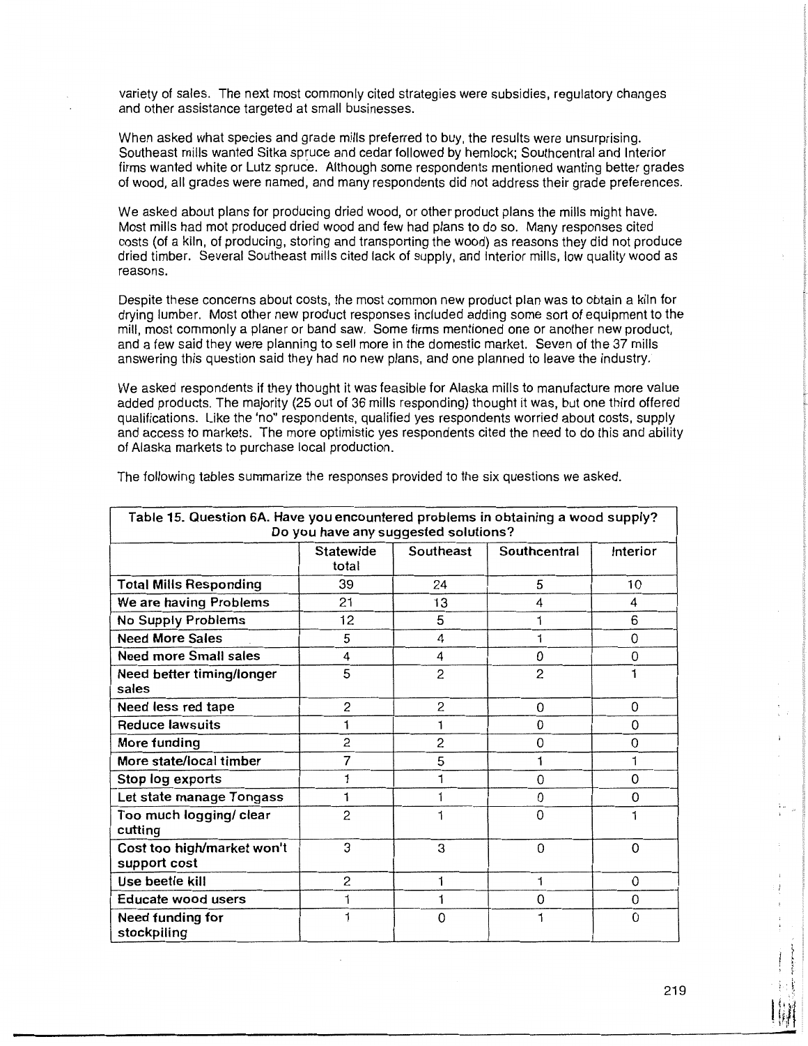variety of sales. The next most commonly cited strategies were subsidies, regulatory changes and other assistance targeted at small businesses.

When asked what species and grade mills preferred to buy, the results were unsurprising. Southeast mills wanted Sitka spruce and cedar followed by hemlock; Southcentral and Interior firms wanted white or Lutz spruce. Although some respondents mentioned wanting better grades of wood, all grades were named, and many respondents did not address their grade preferences.

We asked about plans for producing dried wood, or other product plans the mills might have. Most mills had mot produced dried wood and few had plans to do so. Many responses cited costs (of a kiln, of producing, storing and transporting the wood) as reasons they did not produce dried timber. Several Southeast mills cited lack of supply, and Interior mills, low quality wood as reasons.

Despite these concerns about costs, the most common new product plan was to obtain a kiln for drying lumber. Most other new product responses included adding some sort of equipment to the mill, most commonly a planer or band saw. Some firms mentioned one or another new product, and a few said they were planning to sell more in the domestic market. Seven of the 37 mills answering this question said they had no new plans, and one planned to leave the industry.

We asked respondents if they thought it was feasible for Alaska mills to manufacture more value added products. The majority (25 out of 36 mills responding) thought it was, but one third offered qualifications. Like the 'no" respondents, qualified yes respondents worried about costs, supply and access to markets. The more optimistic yes respondents cited the need to do this and ability of Alaska markets to purchase local production.

The following tables summarize the responses provided to the six questions we asked.

**Table 15. Question 6A. Have you encountered problems in obtaining a wood supply? Do you have any suggested solutions?**

| | Statewide total | Southeast | Southcentral | Interior |
|---|---|---|---|---|
| **Total Mills Responding** | 39 | 24 | 5 | 10 |
| **We are having Problems** | 21 | 13 | 4 | 4 |
| **No Supply Problems** | 12 | 5 | 1 | 6 |
| **Need More Sales** | 5 | 4 | 1 | 0 |
| **Need more Small sales** | 4 | 4 | 0 | 0 |
| **Need better timing/longer sales** | 5 | 2 | 2 | 1 |
| **Need less red tape** | 2 | 2 | 0 | 0 |
| **Reduce lawsuits** | 1 | 1 | 0 | 0 |
| **More funding** | 2 | 2 | 0 | 0 |
| **More state/local timber** | 7 | 5 | 1 | 1 |
| **Stop log exports** | 1 | 1 | 0 | 0 |
| **Let state manage Tongass** | 1 | 1 | 0 | 0 |
| **Too much logging/ clear cutting** | 2 | 1 | 0 | 1 |
| **Cost too high/market won't support cost** | 3 | 3 | 0 | 0 |
| **Use beetle kill** | 2 | 1 | 1 | 0 |
| **Educate wood users** | 1 | 1 | 0 | 0 |
| **Need funding for stockpiling** | 1 | 0 | 1 | 0 |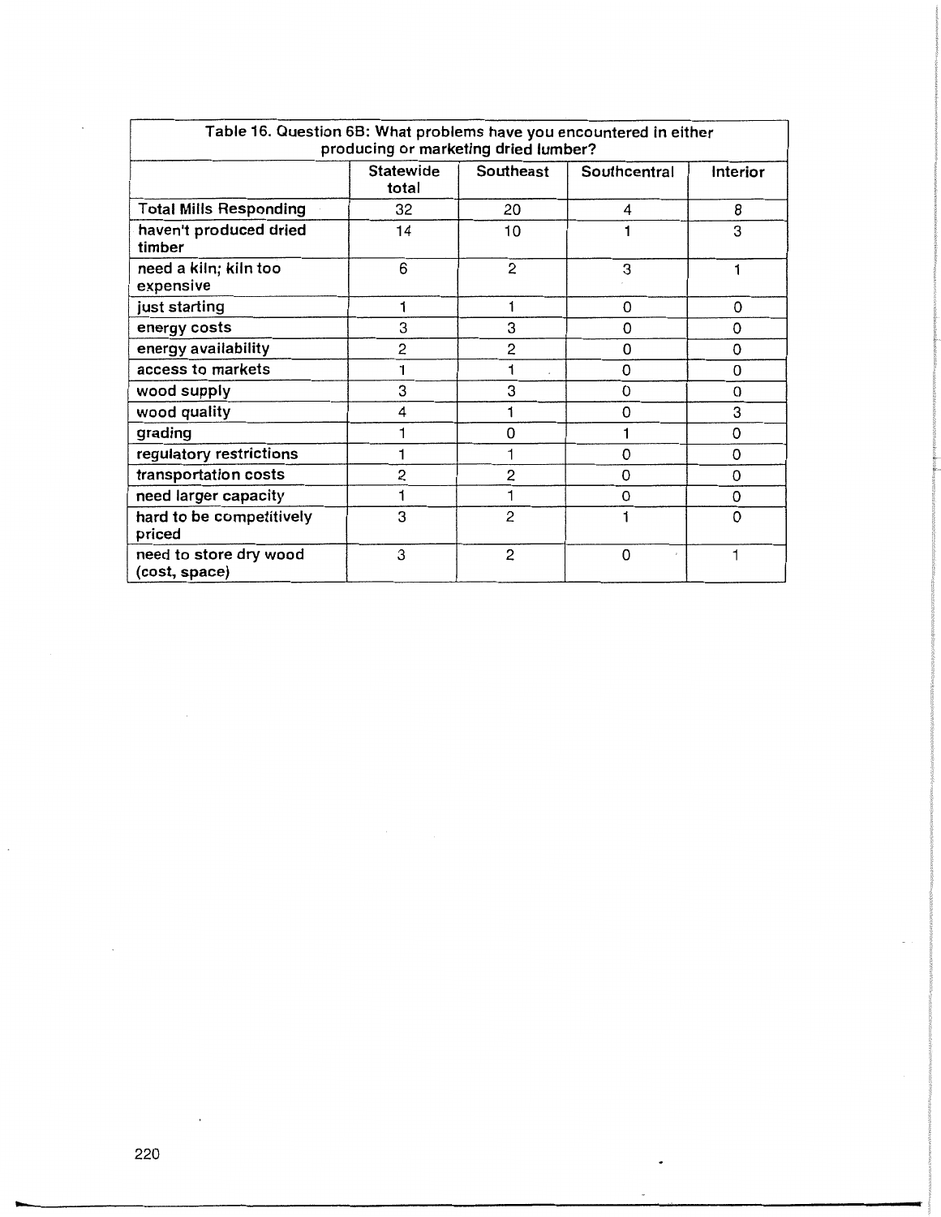| Table 16. Question 6B: What problems have you encountered in either producing or marketing dried lumber? | | | | |
|---|---|---|---|---|
| | Statewide total | Southeast | Southcentral | Interior |
| Total Mills Responding | 32 | 20 | 4 | 8 |
| haven't produced dried timber | 14 | 10 | 1 | 3 |
| need a kiln; kiln too expensive | 6 | 2 | 3 | 1 |
| just starting | 1 | 1 | 0 | 0 |
| energy costs | 3 | 3 | 0 | 0 |
| energy availability | 2 | 2 | 0 | 0 |
| access to markets | 1 | 1 | 0 | 0 |
| wood supply | 3 | 3 | 0 | 0 |
| wood quality | 4 | 1 | 0 | 3 |
| grading | 1 | 0 | 1 | 0 |
| regulatory restrictions | 1 | 1 | 0 | 0 |
| transportation costs | 2 | 2 | 0 | 0 |
| need larger capacity | 1 | 1 | 0 | 0 |
| hard to be competitively priced | 3 | 2 | 1 | 0 |
| need to store dry wood (cost, space) | 3 | 2 | 0 | 1 |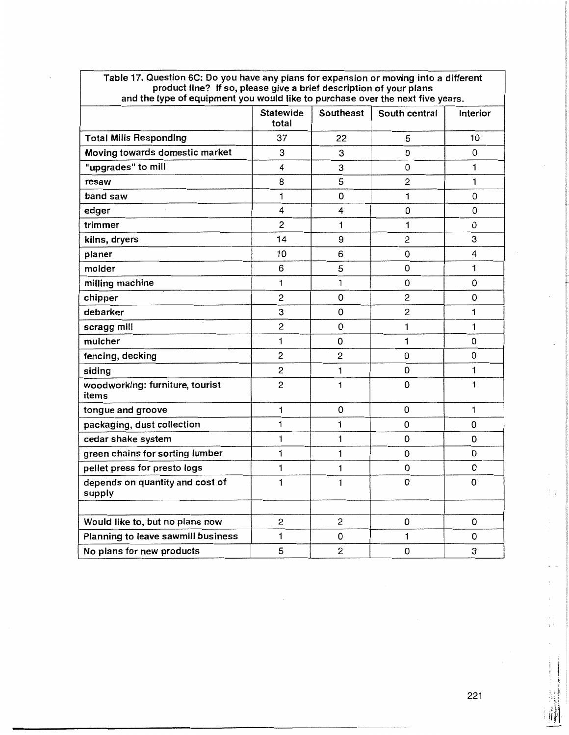| Table 17. Question 6C: Do you have any plans for expansion or moving into a different product line? If so, please give a brief description of your plans and the type of equipment you would like to purchase over the next five years. | | | | |
|---|---|---|---|---|
| | Statewide total | Southeast | South central | Interior |
| Total Mills Responding | 37 | 22 | 5 | 10 |
| Moving towards domestic market | 3 | 3 | 0 | 0 |
| "upgrades" to mill | 4 | 3 | 0 | 1 |
| resaw | 8 | 5 | 2 | 1 |
| band saw | 1 | 0 | 1 | 0 |
| edger | 4 | 4 | 0 | 0 |
| trimmer | 2 | 1 | 1 | 0 |
| kilns, dryers | 14 | 9 | 2 | 3 |
| planer | 10 | 6 | 0 | 4 |
| molder | 6 | 5 | 0 | 1 |
| milling machine | 1 | 1 | 0 | 0 |
| chipper | 2 | 0 | 2 | 0 |
| debarker | 3 | 0 | 2 | 1 |
| scragg mill | 2 | 0 | 1 | 1 |
| mulcher | 1 | 0 | 1 | 0 |
| fencing, decking | 2 | 2 | 0 | 0 |
| siding | 2 | 1 | 0 | 1 |
| woodworking: furniture, tourist items | 2 | 1 | 0 | 1 |
| tongue and groove | 1 | 0 | 0 | 1 |
| packaging, dust collection | 1 | 1 | 0 | 0 |
| cedar shake system | 1 | 1 | 0 | 0 |
| green chains for sorting lumber | 1 | 1 | 0 | 0 |
| pellet press for presto logs | 1 | 1 | 0 | 0 |
| depends on quantity and cost of supply | 1 | 1 | 0 | 0 |
| | | | | |
| Would like to, but no plans now | 2 | 2 | 0 | 0 |
| Planning to leave sawmill business | 1 | 0 | 1 | 0 |
| No plans for new products | 5 | 2 | 0 | 3 |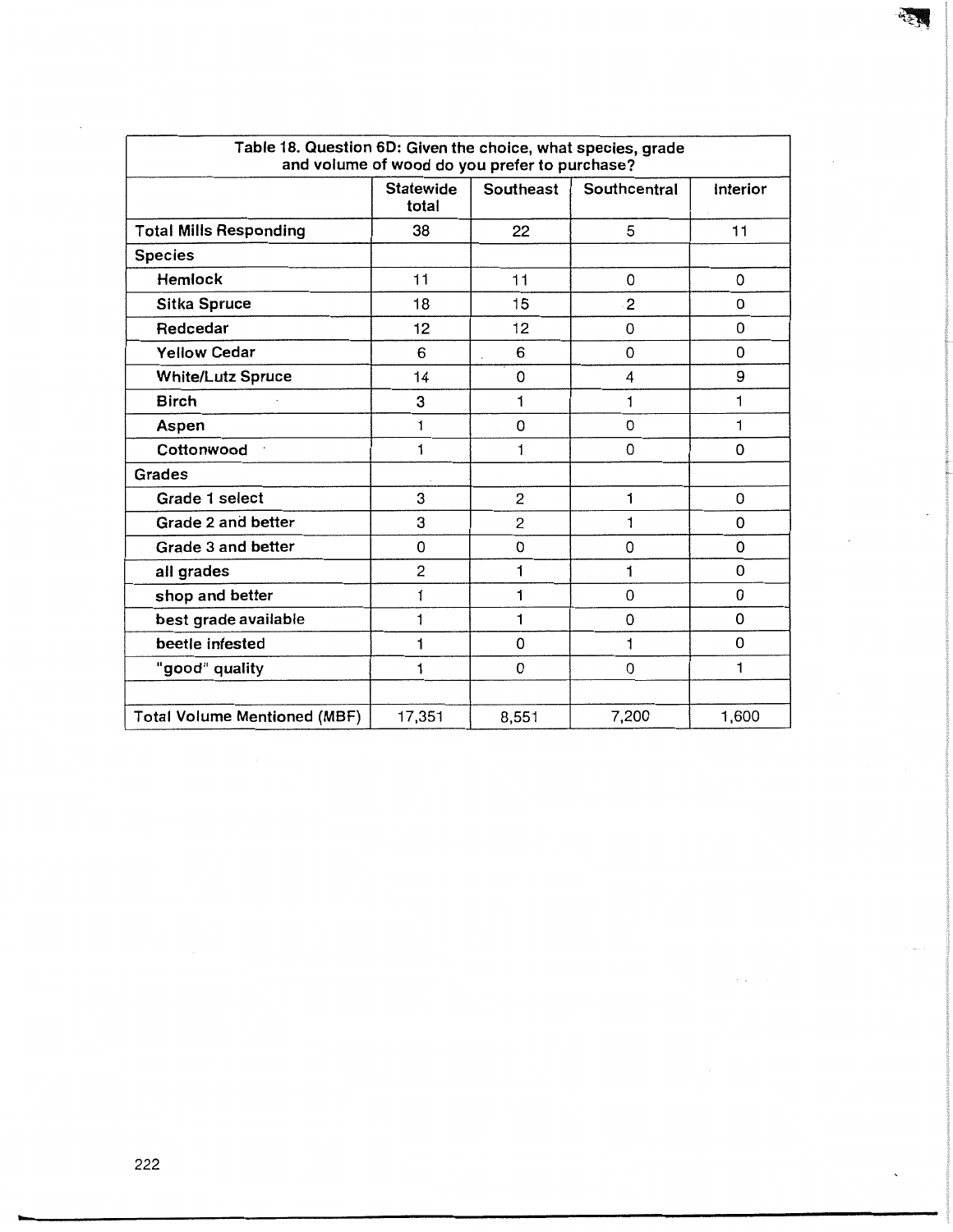| Table 18. Question 6D: Given the choice, what species, grade and volume of wood do you prefer to purchase? | | | | |
|---|---|---|---|---|
| | Statewide total | Southeast | Southcentral | Interior |
| Total Mills Responding | 38 | 22 | 5 | 11 |
| Species | | | | |
| Hemlock | 11 | 11 | 0 | 0 |
| Sitka Spruce | 18 | 15 | 2 | 0 |
| Redcedar | 12 | 12 | 0 | 0 |
| Yellow Cedar | 6 | 6 | 0 | 0 |
| White/Lutz Spruce | 14 | 0 | 4 | 9 |
| Birch | 3 | 1 | 1 | 1 |
| Aspen | 1 | 0 | 0 | 1 |
| Cottonwood | 1 | 1 | 0 | 0 |
| Grades | | | | |
| Grade 1 select | 3 | 2 | 1 | 0 |
| Grade 2 and better | 3 | 2 | 1 | 0 |
| Grade 3 and better | 0 | 0 | 0 | 0 |
| all grades | 2 | 1 | 1 | 0 |
| shop and better | 1 | 1 | 0 | 0 |
| best grade available | 1 | 1 | 0 | 0 |
| beetle infested | 1 | 0 | 1 | 0 |
| "good" quality | 1 | 0 | 0 | 1 |
| | | | | |
| Total Volume Mentioned (MBF) | 17,351 | 8,551 | 7,200 | 1,600 |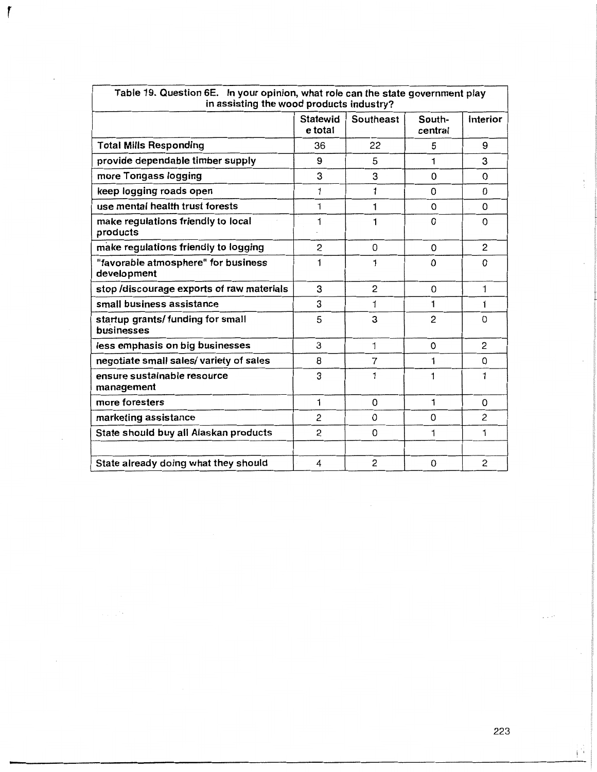| Table 19. Question 6E. In your opinion, what role can the state government play in assisting the wood products industry? | | | | |
|---|---|---|---|---|
| | Statewide total | Southeast | South-central | Interior |
| Total Mills Responding | 36 | 22 | 5 | 9 |
| provide dependable timber supply | 9 | 5 | 1 | 3 |
| more Tongass logging | 3 | 3 | 0 | 0 |
| keep logging roads open | 1 | 1 | 0 | 0 |
| use mental health trust forests | 1 | 1 | 0 | 0 |
| make regulations friendly to local products | 1 | 1 | 0 | 0 |
| make regulations friendly to logging | 2 | 0 | 0 | 2 |
| "favorable atmosphere" for business development | 1 | 1 | 0 | 0 |
| stop /discourage exports of raw materials | 3 | 2 | 0 | 1 |
| small business assistance | 3 | 1 | 1 | 1 |
| startup grants/ funding for small businesses | 5 | 3 | 2 | 0 |
| less emphasis on big businesses | 3 | 1 | 0 | 2 |
| negotiate small sales/ variety of sales | 8 | 7 | 1 | 0 |
| ensure sustainable resource management | 3 | 1 | 1 | 1 |
| more foresters | 1 | 0 | 1 | 0 |
| marketing assistance | 2 | 0 | 0 | 2 |
| State should buy all Alaskan products | 2 | 0 | 1 | 1 |
| | | | | |
| State already doing what they should | 4 | 2 | 0 | 2 |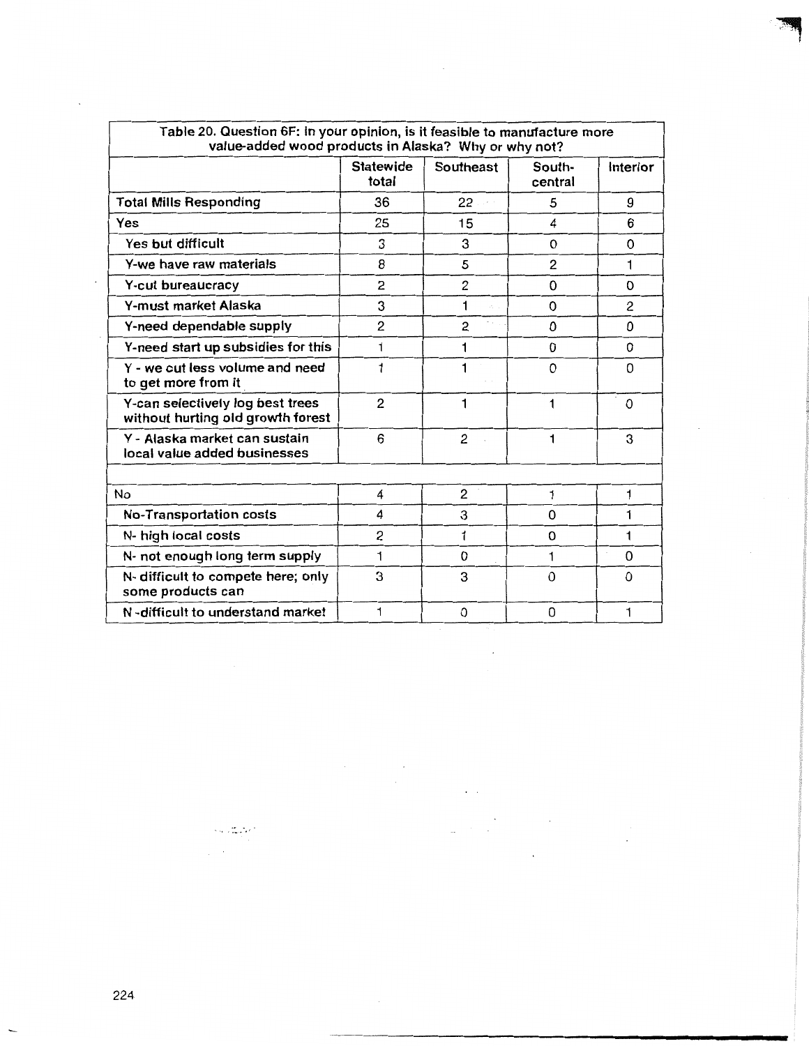| Table 20. Question 6F: In your opinion, is it feasible to manufacture more value-added wood products in Alaska? Why or why not? | | | | |
|---|---|---|---|---|
| | Statewide total | Southeast | South-central | Interior |
| Total Mills Responding | 36 | 22 | 5 | 9 |
| Yes | 25 | 15 | 4 | 6 |
| Yes but difficult | 3 | 3 | 0 | 0 |
| Y-we have raw materials | 8 | 5 | 2 | 1 |
| Y-cut bureaucracy | 2 | 2 | 0 | 0 |
| Y-must market Alaska | 3 | 1 | 0 | 2 |
| Y-need dependable supply | 2 | 2 | 0 | 0 |
| Y-need start up subsidies for this | 1 | 1 | 0 | 0 |
| Y - we cut less volume and need to get more from it | 1 | 1 | 0 | 0 |
| Y-can selectively log best trees without hurting old growth forest | 2 | 1 | 1 | 0 |
| Y - Alaska market can sustain local value added businesses | 6 | 2 | 1 | 3 |
| | | | | |
| No | 4 | 2 | 1 | 1 |
| No-Transportation costs | 4 | 3 | 0 | 1 |
| N- high local costs | 2 | 1 | 0 | 1 |
| N- not enough long term supply | 1 | 0 | 1 | 0 |
| N- difficult to compete here; only some products can | 3 | 3 | 0 | 0 |
| N -difficult to understand market | 1 | 0 | 0 | 1 |